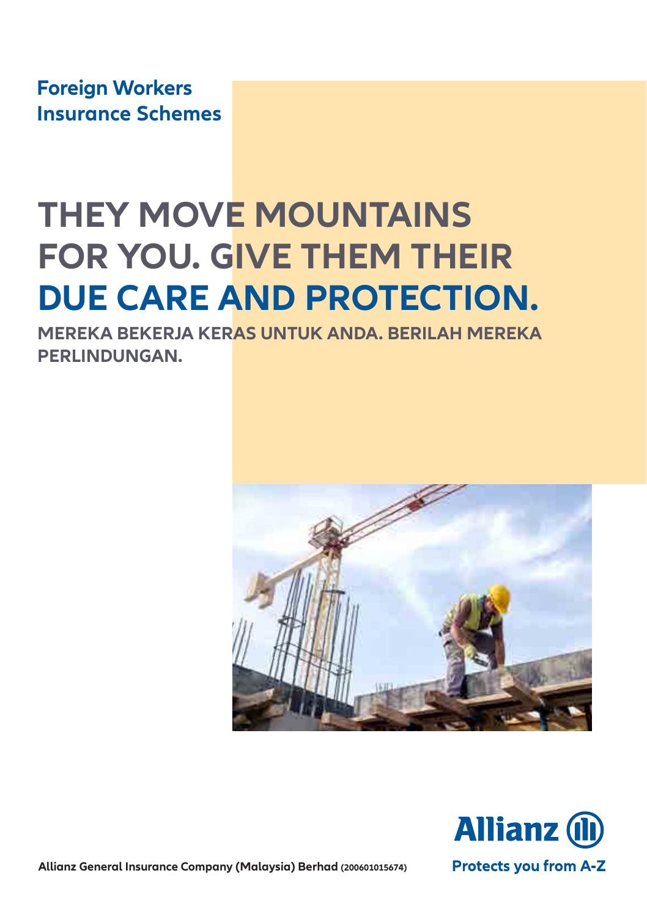**Foreign Workers Insurance Schemes**

# THEY MOVE MOUNTAINS FOR YOU. GIVE THEM THEIR DUE CARE AND PROTECTION.

**MEREKA BEKERJA KERAS UNTUK ANDA. BERILAH MEREKA PERLINDUNGAN.**

**Allianz General Insurance Company (Malaysia) Berhad** (200601015674)

Allianz

**Protects you from A-Z**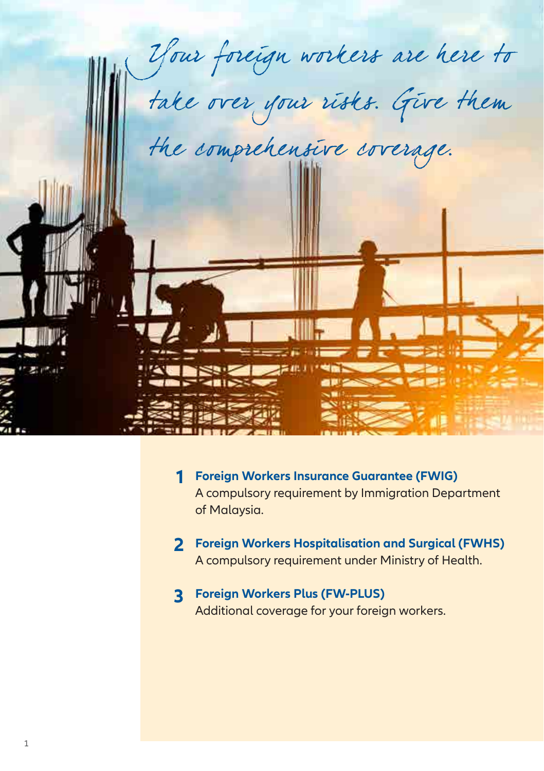*Your foreign workers are here to take over your risks. Give them the comprehensive coverage.*

1. **Foreign Workers Insurance Guarantee (FWIG)**
   A compulsory requirement by Immigration Department of Malaysia.

2. **Foreign Workers Hospitalisation and Surgical (FWHS)**
   A compulsory requirement under Ministry of Health.

3. **Foreign Workers Plus (FW-PLUS)**
   Additional coverage for your foreign workers.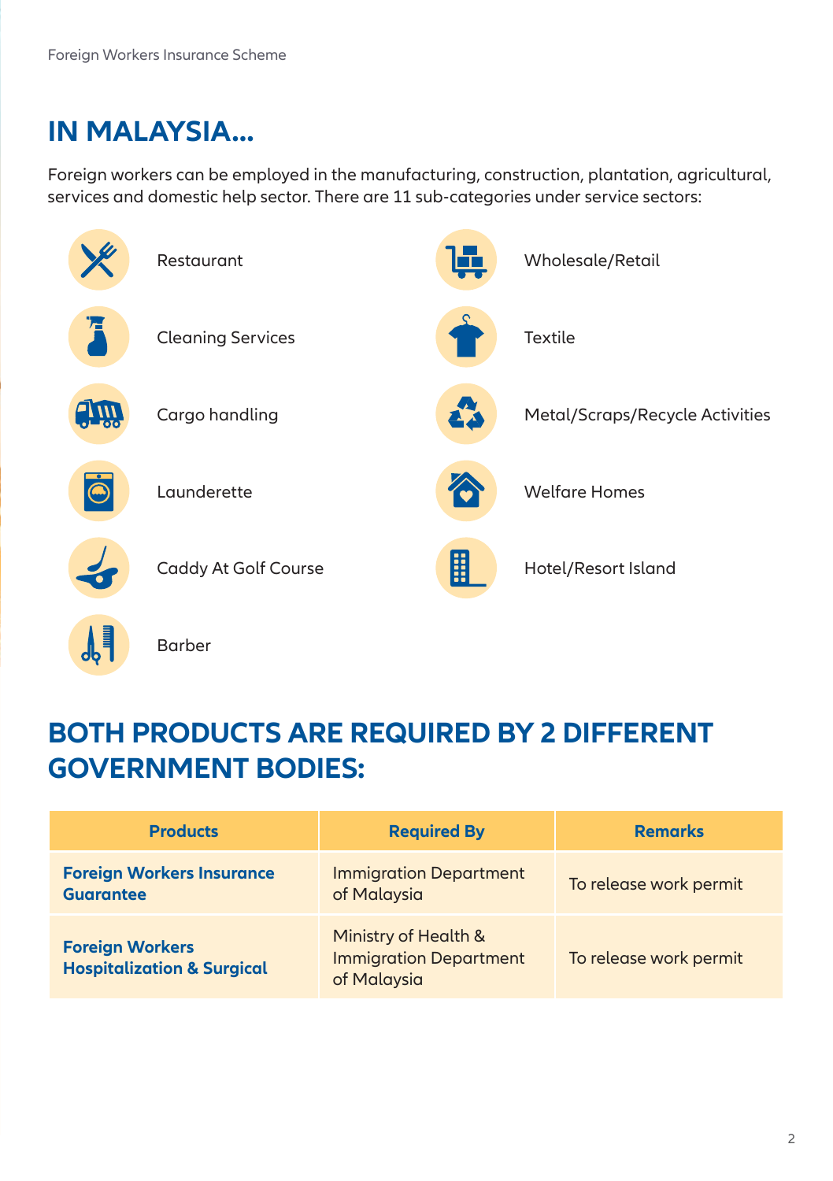# IN MALAYSIA...

Foreign workers can be employed in the manufacturing, construction, plantation, agricultural, services and domestic help sector. There are 11 sub-categories under service sectors:

- Restaurant
- Cleaning Services
- Cargo handling
- Launderette
- Caddy At Golf Course
- Barber
- Wholesale/Retail
- Textile
- Metal/Scraps/Recycle Activities
- Welfare Homes
- Hotel/Resort Island

# BOTH PRODUCTS ARE REQUIRED BY 2 DIFFERENT GOVERNMENT BODIES:

| Products | Required By | Remarks |
|---|---|---|
| **Foreign Workers Insurance Guarantee** | Immigration Department of Malaysia | To release work permit |
| **Foreign Workers Hospitalization & Surgical** | Ministry of Health & Immigration Department of Malaysia | To release work permit |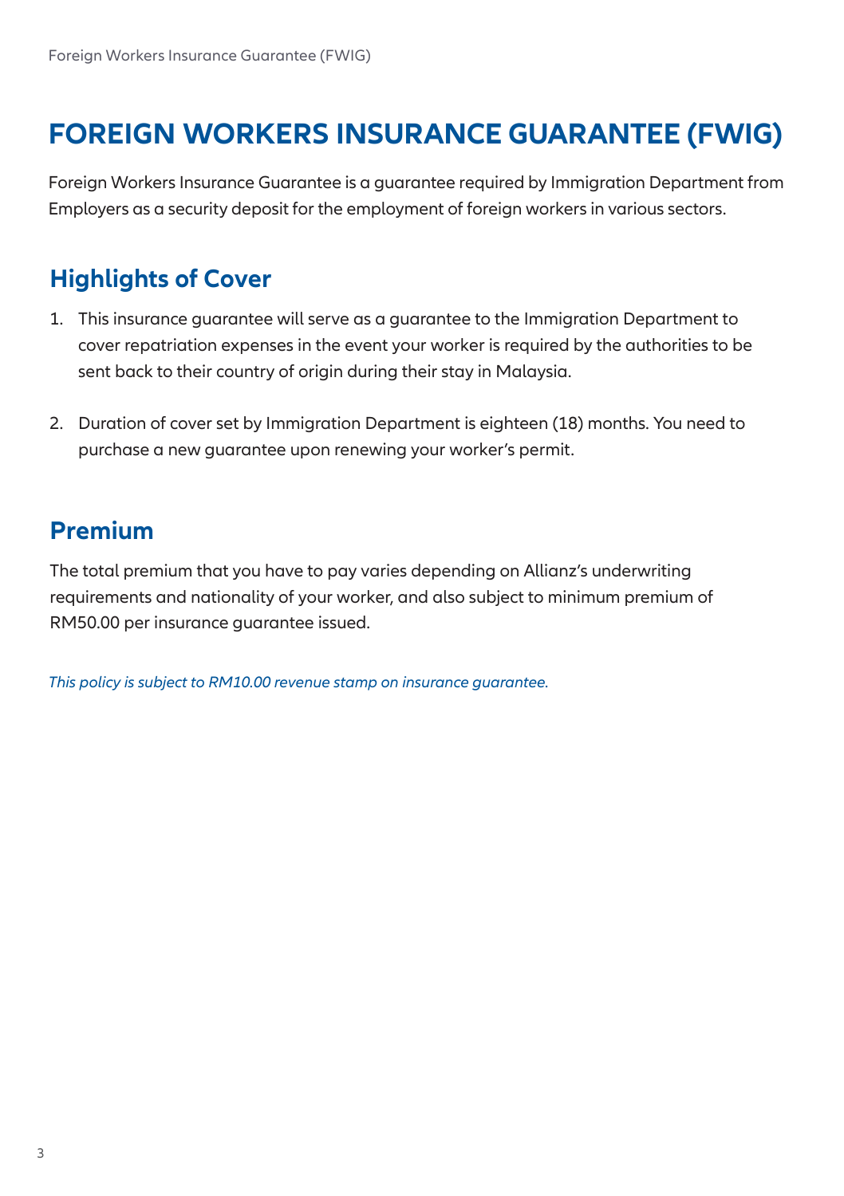# FOREIGN WORKERS INSURANCE GUARANTEE (FWIG)

Foreign Workers Insurance Guarantee is a guarantee required by Immigration Department from Employers as a security deposit for the employment of foreign workers in various sectors.

## Highlights of Cover

1. This insurance guarantee will serve as a guarantee to the Immigration Department to cover repatriation expenses in the event your worker is required by the authorities to be sent back to their country of origin during their stay in Malaysia.

2. Duration of cover set by Immigration Department is eighteen (18) months. You need to purchase a new guarantee upon renewing your worker's permit.

## Premium

The total premium that you have to pay varies depending on Allianz's underwriting requirements and nationality of your worker, and also subject to minimum premium of RM50.00 per insurance guarantee issued.

*This policy is subject to RM10.00 revenue stamp on insurance guarantee.*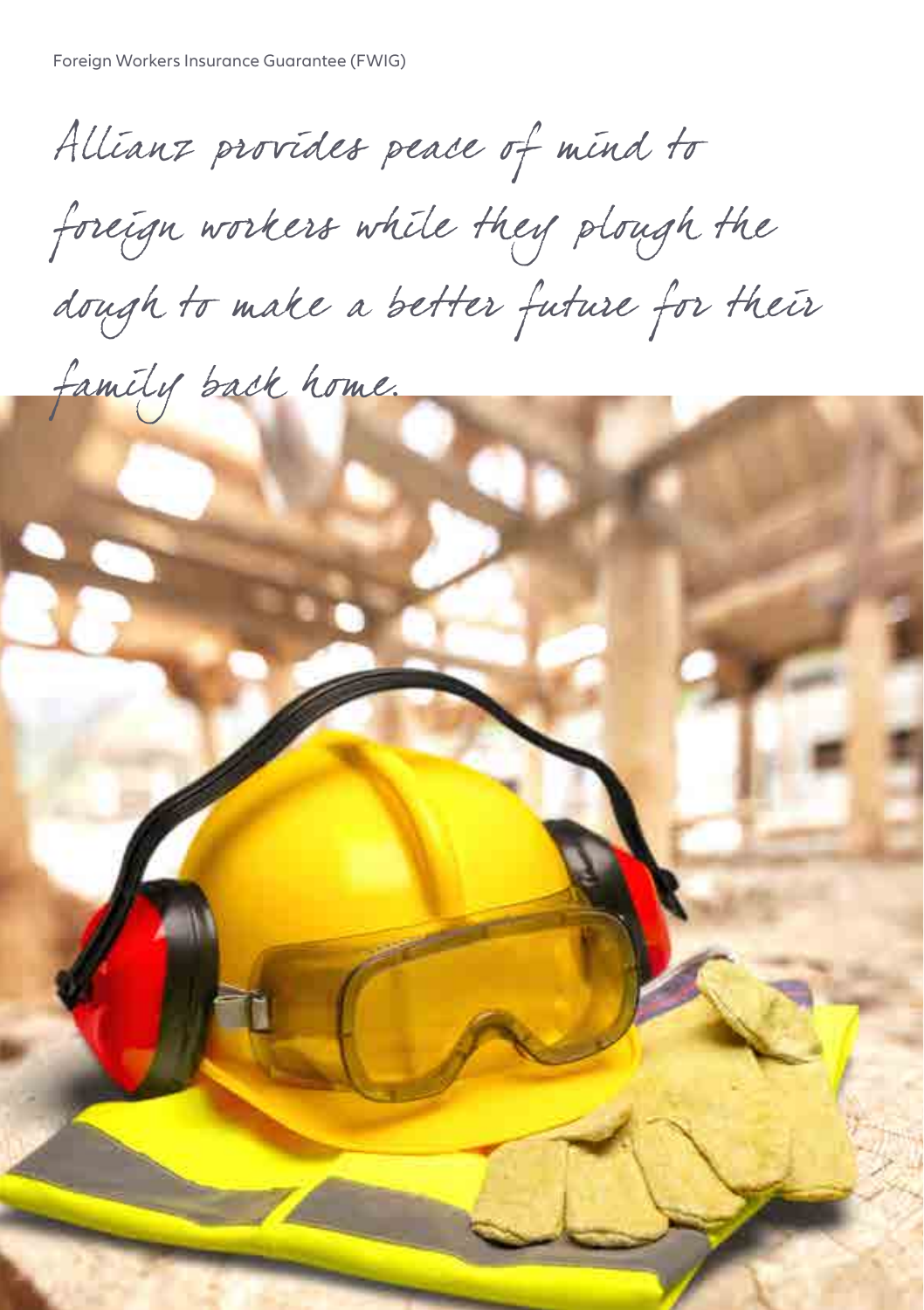*Allianz provides peace of mind to foreign workers while they plough the dough to make a better future for their family back home.*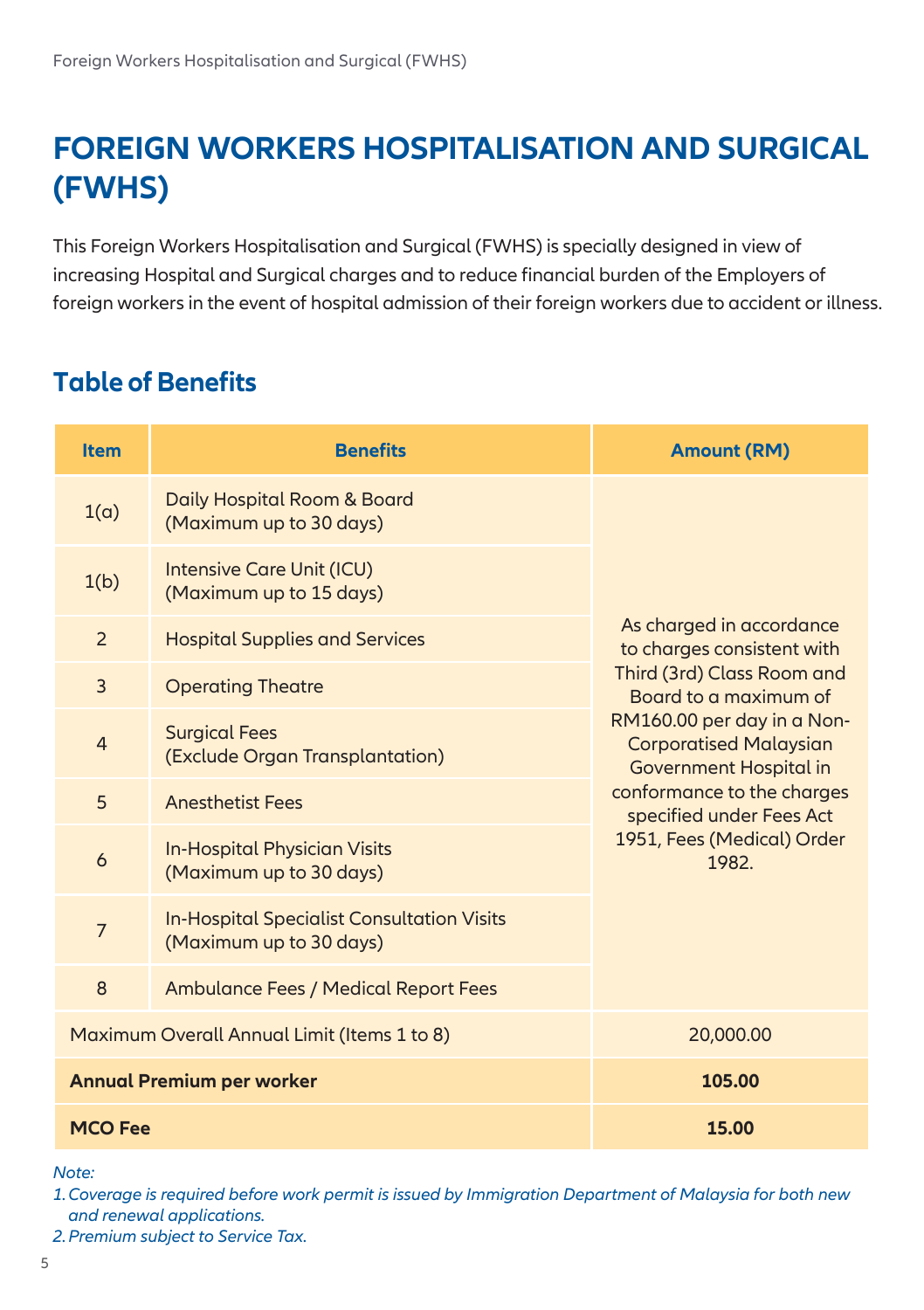# FOREIGN WORKERS HOSPITALISATION AND SURGICAL (FWHS)

This Foreign Workers Hospitalisation and Surgical (FWHS) is specially designed in view of increasing Hospital and Surgical charges and to reduce financial burden of the Employers of foreign workers in the event of hospital admission of their foreign workers due to accident or illness.

## Table of Benefits

| Item | Benefits | Amount (RM) |
|---|---|---|
| 1(a) | Daily Hospital Room & Board (Maximum up to 30 days) | As charged in accordance to charges consistent with Third (3rd) Class Room and Board to a maximum of RM160.00 per day in a Non-Corporatised Malaysian Government Hospital in conformance to the charges specified under Fees Act 1951, Fees (Medical) Order 1982. |
| 1(b) | Intensive Care Unit (ICU) (Maximum up to 15 days) | |
| 2 | Hospital Supplies and Services | |
| 3 | Operating Theatre | |
| 4 | Surgical Fees (Exclude Organ Transplantation) | |
| 5 | Anesthetist Fees | |
| 6 | In-Hospital Physician Visits (Maximum up to 30 days) | |
| 7 | In-Hospital Specialist Consultation Visits (Maximum up to 30 days) | |
| 8 | Ambulance Fees / Medical Report Fees | |
| Maximum Overall Annual Limit (Items 1 to 8) | | 20,000.00 |
| **Annual Premium per worker** | | **105.00** |
| **MCO Fee** | | **15.00** |

*Note:*

1. *Coverage is required before work permit is issued by Immigration Department of Malaysia for both new and renewal applications.*
2. *Premium subject to Service Tax.*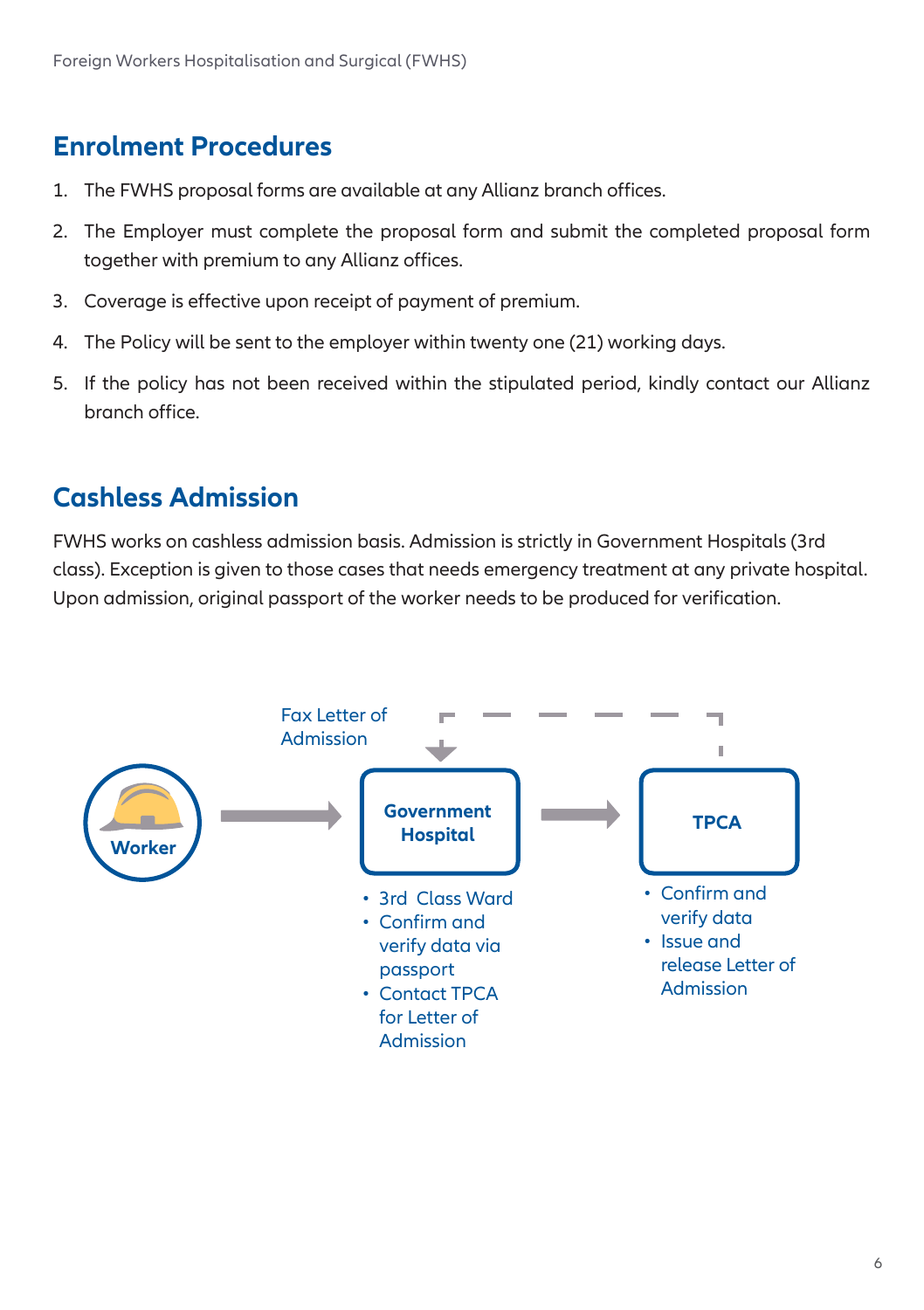## Enrolment Procedures

1. The FWHS proposal forms are available at any Allianz branch offices.
2. The Employer must complete the proposal form and submit the completed proposal form together with premium to any Allianz offices.
3. Coverage is effective upon receipt of payment of premium.
4. The Policy will be sent to the employer within twenty one (21) working days.
5. If the policy has not been received within the stipulated period, kindly contact our Allianz branch office.

## Cashless Admission

FWHS works on cashless admission basis. Admission is strictly in Government Hospitals (3rd class). Exception is given to those cases that needs emergency treatment at any private hospital. Upon admission, original passport of the worker needs to be produced for verification.

Fax Letter of Admission

**Worker** → **Government Hospital** → **TPCA**

**Government Hospital**
- 3rd Class Ward
- Confirm and verify data via passport
- Contact TPCA for Letter of Admission

**TPCA**
- Confirm and verify data
- Issue and release Letter of Admission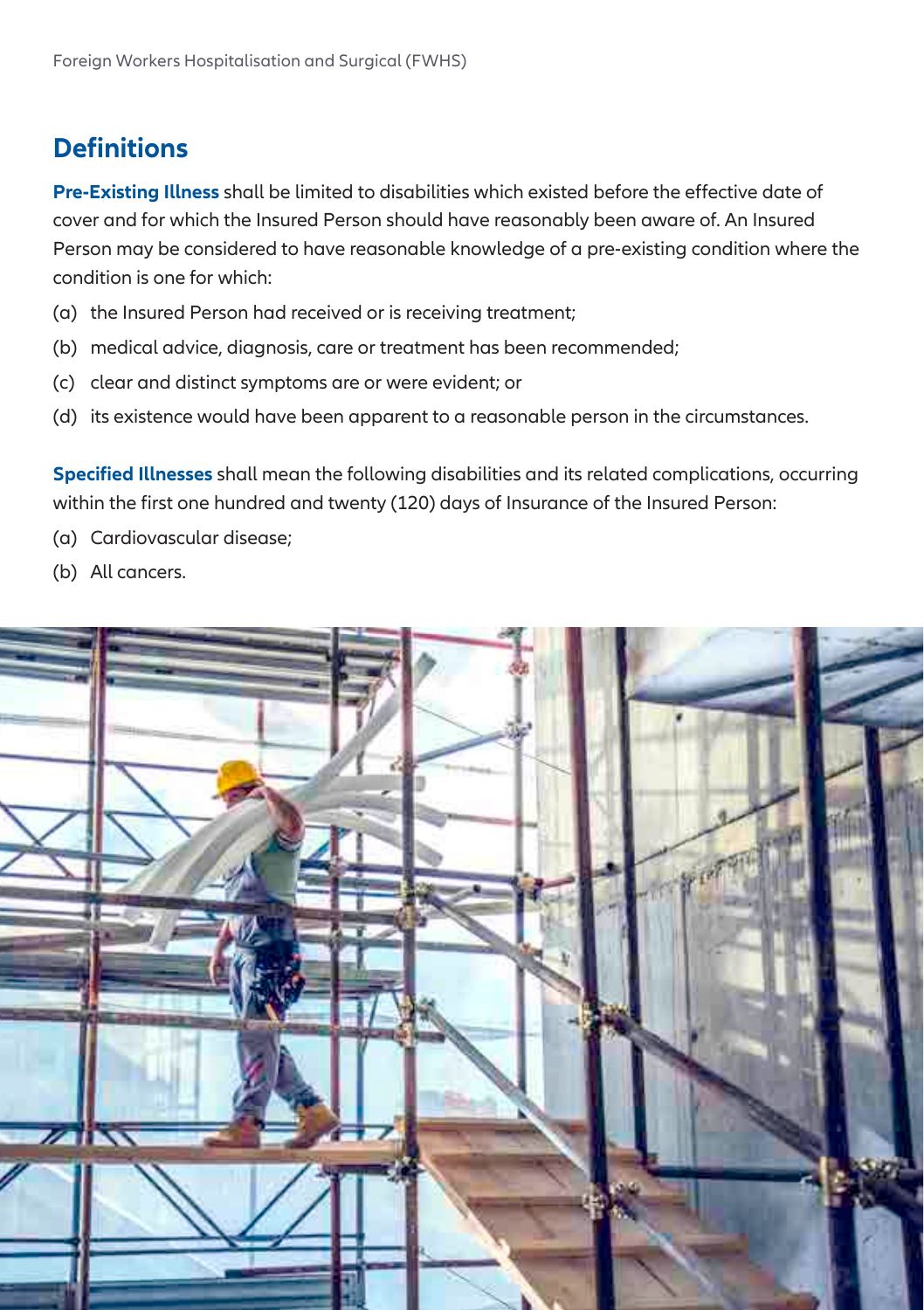## Definitions

**Pre-Existing Illness** shall be limited to disabilities which existed before the effective date of cover and for which the Insured Person should have reasonably been aware of. An Insured Person may be considered to have reasonable knowledge of a pre-existing condition where the condition is one for which:

(a) the Insured Person had received or is receiving treatment;

(b) medical advice, diagnosis, care or treatment has been recommended;

(c) clear and distinct symptoms are or were evident; or

(d) its existence would have been apparent to a reasonable person in the circumstances.

**Specified Illnesses** shall mean the following disabilities and its related complications, occurring within the first one hundred and twenty (120) days of Insurance of the Insured Person:

(a) Cardiovascular disease;

(b) All cancers.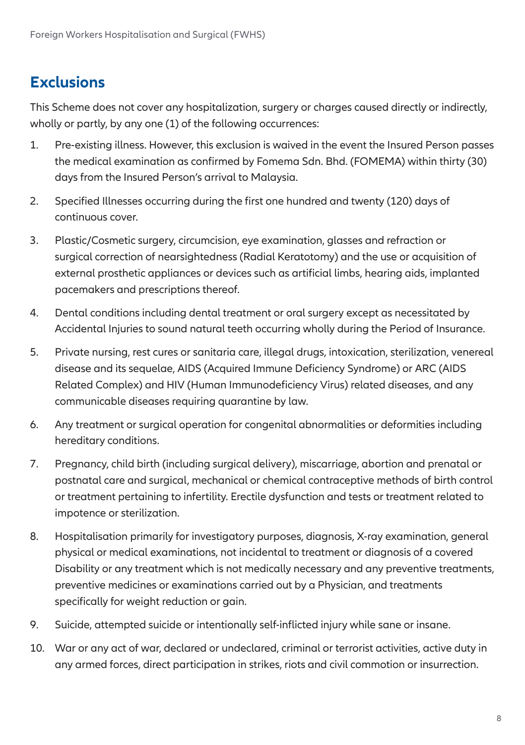## Exclusions

This Scheme does not cover any hospitalization, surgery or charges caused directly or indirectly, wholly or partly, by any one (1) of the following occurrences:

1. Pre-existing illness. However, this exclusion is waived in the event the Insured Person passes the medical examination as confirmed by Fomema Sdn. Bhd. (FOMEMA) within thirty (30) days from the Insured Person's arrival to Malaysia.
2. Specified Illnesses occurring during the first one hundred and twenty (120) days of continuous cover.
3. Plastic/Cosmetic surgery, circumcision, eye examination, glasses and refraction or surgical correction of nearsightedness (Radial Keratotomy) and the use or acquisition of external prosthetic appliances or devices such as artificial limbs, hearing aids, implanted pacemakers and prescriptions thereof.
4. Dental conditions including dental treatment or oral surgery except as necessitated by Accidental Injuries to sound natural teeth occurring wholly during the Period of Insurance.
5. Private nursing, rest cures or sanitaria care, illegal drugs, intoxication, sterilization, venereal disease and its sequelae, AIDS (Acquired Immune Deficiency Syndrome) or ARC (AIDS Related Complex) and HIV (Human Immunodeficiency Virus) related diseases, and any communicable diseases requiring quarantine by law.
6. Any treatment or surgical operation for congenital abnormalities or deformities including hereditary conditions.
7. Pregnancy, child birth (including surgical delivery), miscarriage, abortion and prenatal or postnatal care and surgical, mechanical or chemical contraceptive methods of birth control or treatment pertaining to infertility. Erectile dysfunction and tests or treatment related to impotence or sterilization.
8. Hospitalisation primarily for investigatory purposes, diagnosis, X-ray examination, general physical or medical examinations, not incidental to treatment or diagnosis of a covered Disability or any treatment which is not medically necessary and any preventive treatments, preventive medicines or examinations carried out by a Physician, and treatments specifically for weight reduction or gain.
9. Suicide, attempted suicide or intentionally self-inflicted injury while sane or insane.
10. War or any act of war, declared or undeclared, criminal or terrorist activities, active duty in any armed forces, direct participation in strikes, riots and civil commotion or insurrection.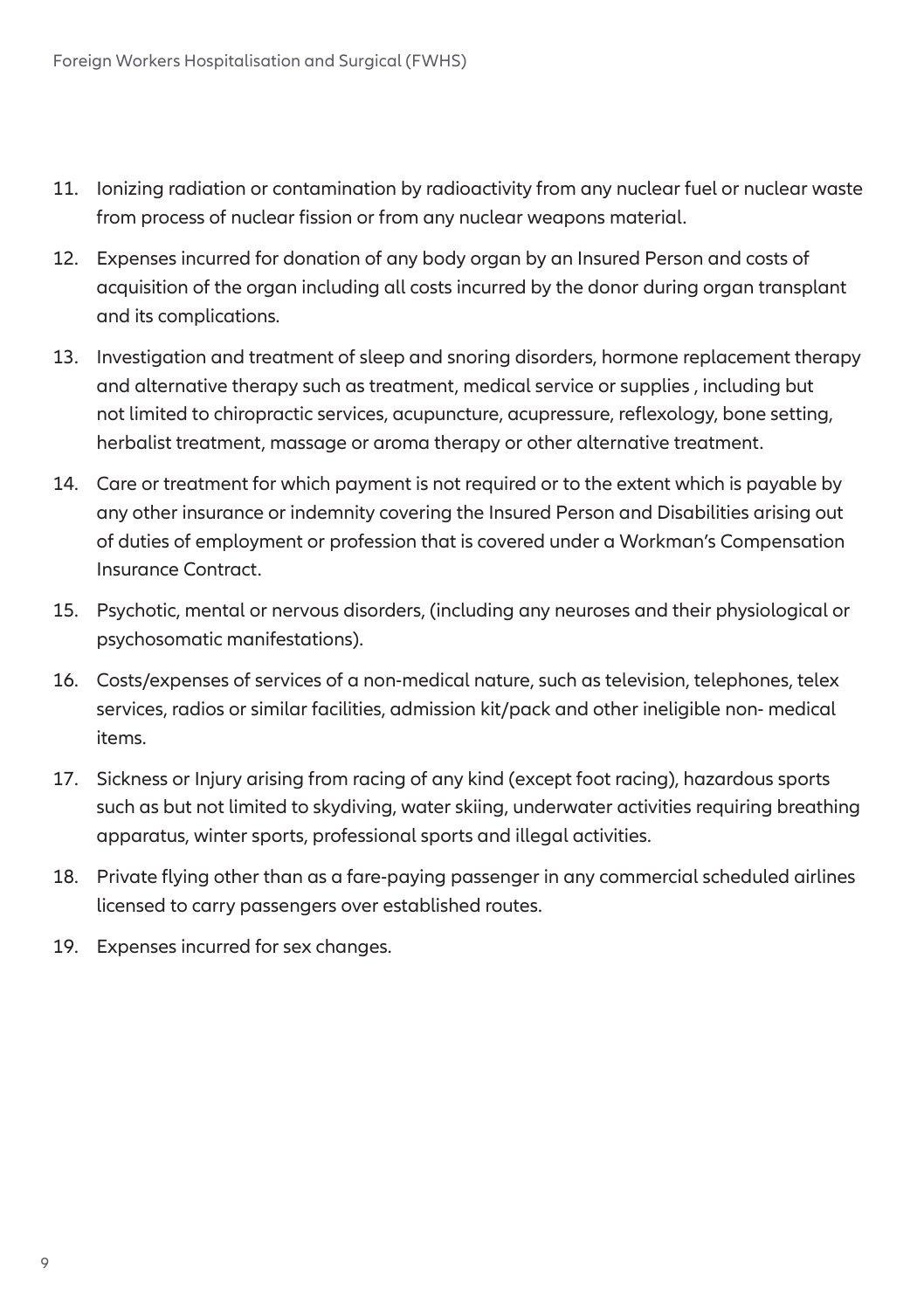11. Ionizing radiation or contamination by radioactivity from any nuclear fuel or nuclear waste from process of nuclear fission or from any nuclear weapons material.
12. Expenses incurred for donation of any body organ by an Insured Person and costs of acquisition of the organ including all costs incurred by the donor during organ transplant and its complications.
13. Investigation and treatment of sleep and snoring disorders, hormone replacement therapy and alternative therapy such as treatment, medical service or supplies , including but not limited to chiropractic services, acupuncture, acupressure, reflexology, bone setting, herbalist treatment, massage or aroma therapy or other alternative treatment.
14. Care or treatment for which payment is not required or to the extent which is payable by any other insurance or indemnity covering the Insured Person and Disabilities arising out of duties of employment or profession that is covered under a Workman's Compensation Insurance Contract.
15. Psychotic, mental or nervous disorders, (including any neuroses and their physiological or psychosomatic manifestations).
16. Costs/expenses of services of a non-medical nature, such as television, telephones, telex services, radios or similar facilities, admission kit/pack and other ineligible non- medical items.
17. Sickness or Injury arising from racing of any kind (except foot racing), hazardous sports such as but not limited to skydiving, water skiing, underwater activities requiring breathing apparatus, winter sports, professional sports and illegal activities.
18. Private flying other than as a fare-paying passenger in any commercial scheduled airlines licensed to carry passengers over established routes.
19. Expenses incurred for sex changes.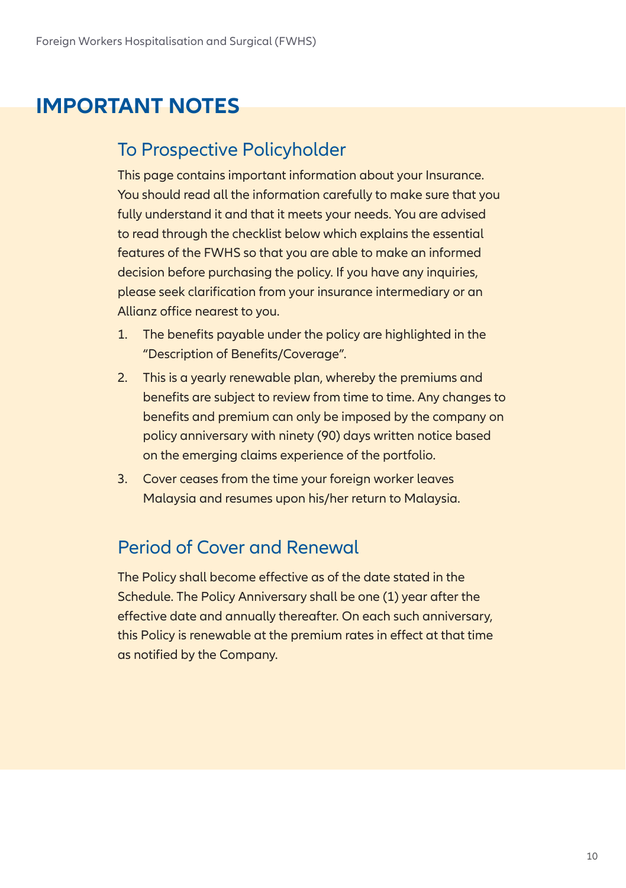# IMPORTANT NOTES

## To Prospective Policyholder

This page contains important information about your Insurance. You should read all the information carefully to make sure that you fully understand it and that it meets your needs. You are advised to read through the checklist below which explains the essential features of the FWHS so that you are able to make an informed decision before purchasing the policy. If you have any inquiries, please seek clarification from your insurance intermediary or an Allianz office nearest to you.

1. The benefits payable under the policy are highlighted in the "Description of Benefits/Coverage".
2. This is a yearly renewable plan, whereby the premiums and benefits are subject to review from time to time. Any changes to benefits and premium can only be imposed by the company on policy anniversary with ninety (90) days written notice based on the emerging claims experience of the portfolio.
3. Cover ceases from the time your foreign worker leaves Malaysia and resumes upon his/her return to Malaysia.

## Period of Cover and Renewal

The Policy shall become effective as of the date stated in the Schedule. The Policy Anniversary shall be one (1) year after the effective date and annually thereafter. On each such anniversary, this Policy is renewable at the premium rates in effect at that time as notified by the Company.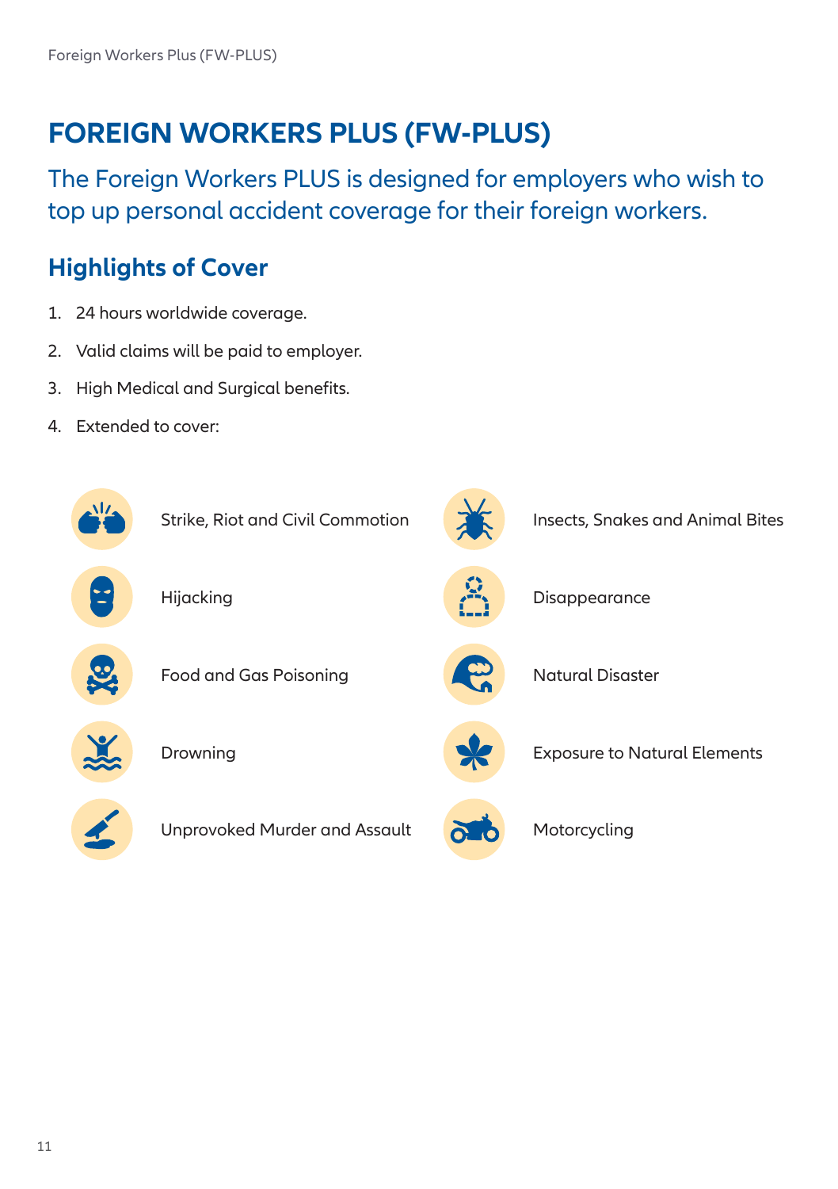# FOREIGN WORKERS PLUS (FW-PLUS)

The Foreign Workers PLUS is designed for employers who wish to top up personal accident coverage for their foreign workers.

## Highlights of Cover

1. 24 hours worldwide coverage.
2. Valid claims will be paid to employer.
3. High Medical and Surgical benefits.
4. Extended to cover:

- Strike, Riot and Civil Commotion
- Hijacking
- Food and Gas Poisoning
- Drowning
- Unprovoked Murder and Assault
- Insects, Snakes and Animal Bites
- Disappearance
- Natural Disaster
- Exposure to Natural Elements
- Motorcycling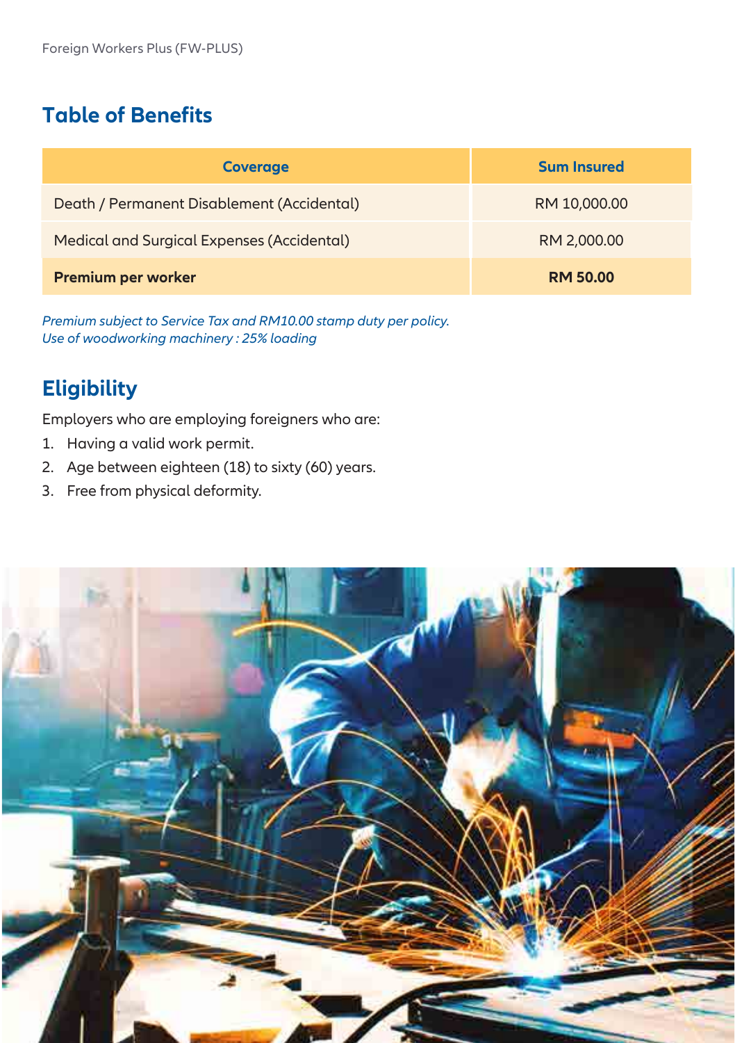## Table of Benefits

| Coverage | Sum Insured |
| --- | --- |
| Death / Permanent Disablement (Accidental) | RM 10,000.00 |
| Medical and Surgical Expenses (Accidental) | RM 2,000.00 |
| **Premium per worker** | **RM 50.00** |

*Premium subject to Service Tax and RM10.00 stamp duty per policy.*
*Use of woodworking machinery : 25% loading*

## Eligibility

Employers who are employing foreigners who are:

1. Having a valid work permit.
2. Age between eighteen (18) to sixty (60) years.
3. Free from physical deformity.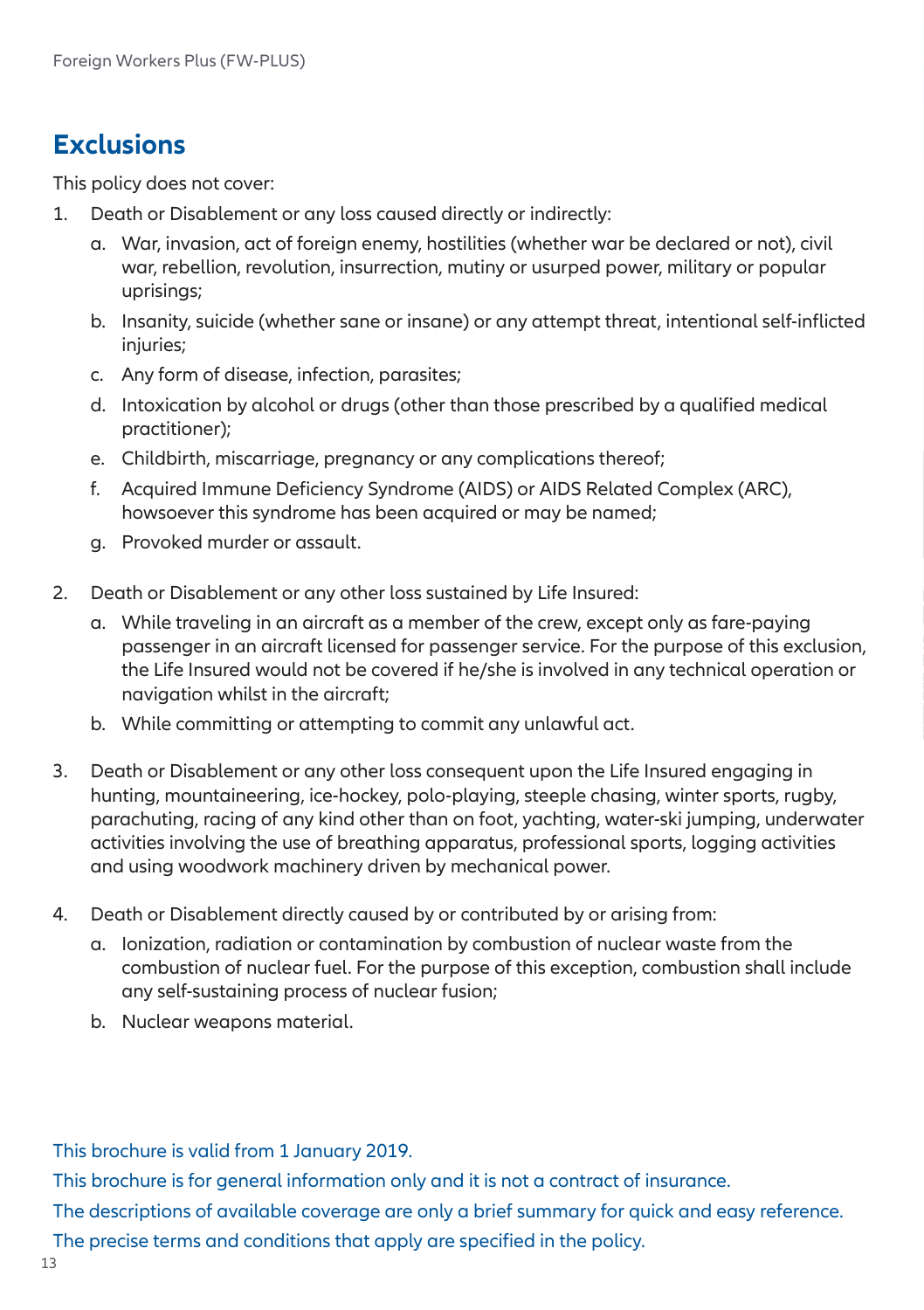## Exclusions

This policy does not cover:

1. Death or Disablement or any loss caused directly or indirectly:
    a. War, invasion, act of foreign enemy, hostilities (whether war be declared or not), civil war, rebellion, revolution, insurrection, mutiny or usurped power, military or popular uprisings;
    b. Insanity, suicide (whether sane or insane) or any attempt threat, intentional self-inflicted injuries;
    c. Any form of disease, infection, parasites;
    d. Intoxication by alcohol or drugs (other than those prescribed by a qualified medical practitioner);
    e. Childbirth, miscarriage, pregnancy or any complications thereof;
    f. Acquired Immune Deficiency Syndrome (AIDS) or AIDS Related Complex (ARC), howsoever this syndrome has been acquired or may be named;
    g. Provoked murder or assault.

2. Death or Disablement or any other loss sustained by Life Insured:
    a. While traveling in an aircraft as a member of the crew, except only as fare-paying passenger in an aircraft licensed for passenger service. For the purpose of this exclusion, the Life Insured would not be covered if he/she is involved in any technical operation or navigation whilst in the aircraft;
    b. While committing or attempting to commit any unlawful act.

3. Death or Disablement or any other loss consequent upon the Life Insured engaging in hunting, mountaineering, ice-hockey, polo-playing, steeple chasing, winter sports, rugby, parachuting, racing of any kind other than on foot, yachting, water-ski jumping, underwater activities involving the use of breathing apparatus, professional sports, logging activities and using woodwork machinery driven by mechanical power.

4. Death or Disablement directly caused by or contributed by or arising from:
    a. Ionization, radiation or contamination by combustion of nuclear waste from the combustion of nuclear fuel. For the purpose of this exception, combustion shall include any self-sustaining process of nuclear fusion;
    b. Nuclear weapons material.

This brochure is valid from 1 January 2019.

This brochure is for general information only and it is not a contract of insurance.

The descriptions of available coverage are only a brief summary for quick and easy reference.

The precise terms and conditions that apply are specified in the policy.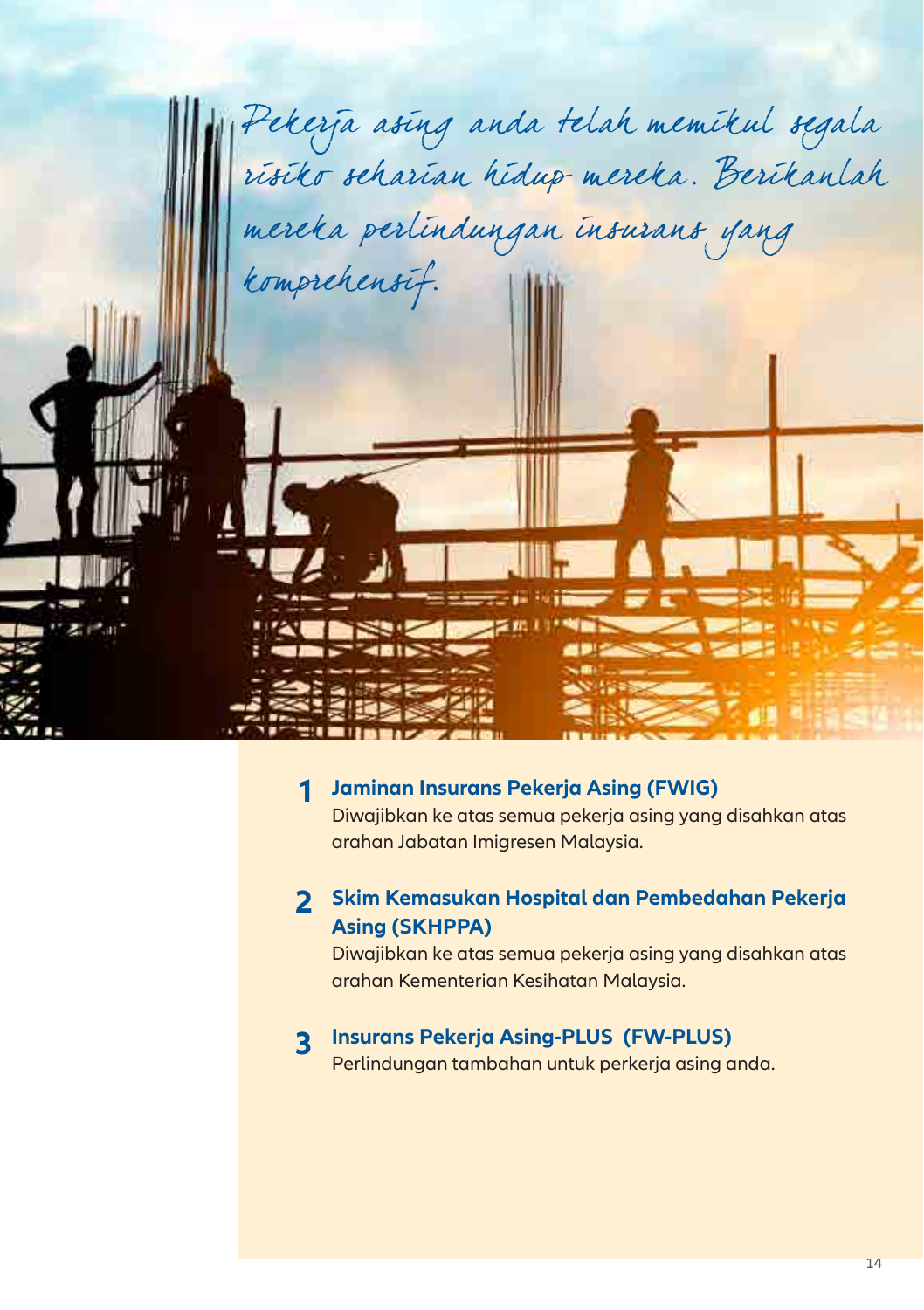*Pekerja asing anda telah memikul segala risiko seharian hidup mereka. Berikanlah mereka perlindungan insurans yang komprehensif.*

1. **Jaminan Insurans Pekerja Asing (FWIG)**
   Diwajibkan ke atas semua pekerja asing yang disahkan atas arahan Jabatan Imigresen Malaysia.

2. **Skim Kemasukan Hospital dan Pembedahan Pekerja Asing (SKHPPA)**
   Diwajibkan ke atas semua pekerja asing yang disahkan atas arahan Kementerian Kesihatan Malaysia.

3. **Insurans Pekerja Asing-PLUS (FW-PLUS)**
   Perlindungan tambahan untuk perkerja asing anda.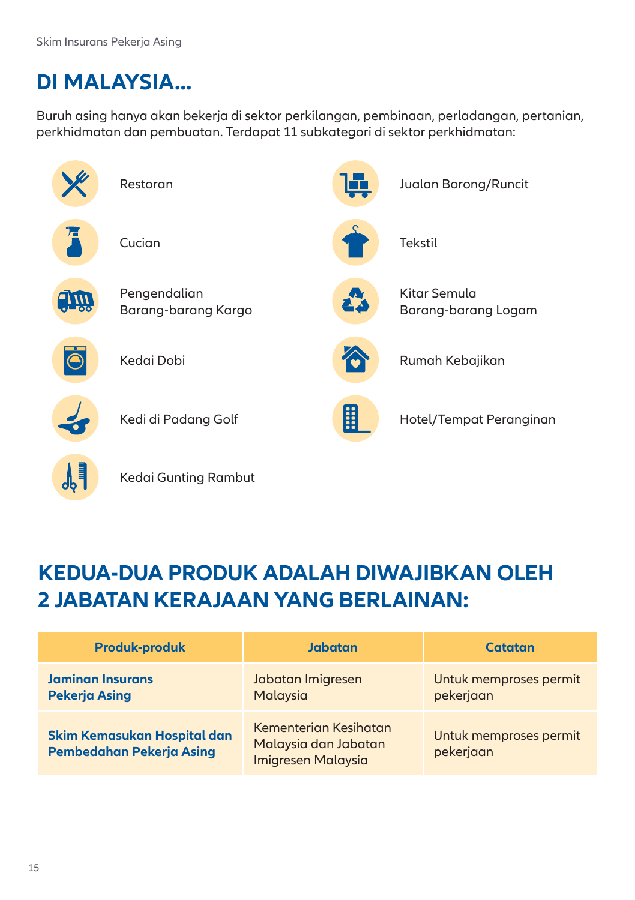## DI MALAYSIA...

Buruh asing hanya akan bekerja di sektor perkilangan, pembinaan, perladangan, pertanian, perkhidmatan dan pembuatan. Terdapat 11 subkategori di sektor perkhidmatan:

- Restoran
- Cucian
- Pengendalian Barang-barang Kargo
- Kedai Dobi
- Kedi di Padang Golf
- Kedai Gunting Rambut
- Jualan Borong/Runcit
- Tekstil
- Kitar Semula Barang-barang Logam
- Rumah Kebajikan
- Hotel/Tempat Peranginan

## KEDUA-DUA PRODUK ADALAH DIWAJIBKAN OLEH 2 JABATAN KERAJAAN YANG BERLAINAN:

| Produk-produk | Jabatan | Catatan |
|---|---|---|
| **Jaminan Insurans Pekerja Asing** | Jabatan Imigresen Malaysia | Untuk memproses permit pekerjaan |
| **Skim Kemasukan Hospital dan Pembedahan Pekerja Asing** | Kementerian Kesihatan Malaysia dan Jabatan Imigresen Malaysia | Untuk memproses permit pekerjaan |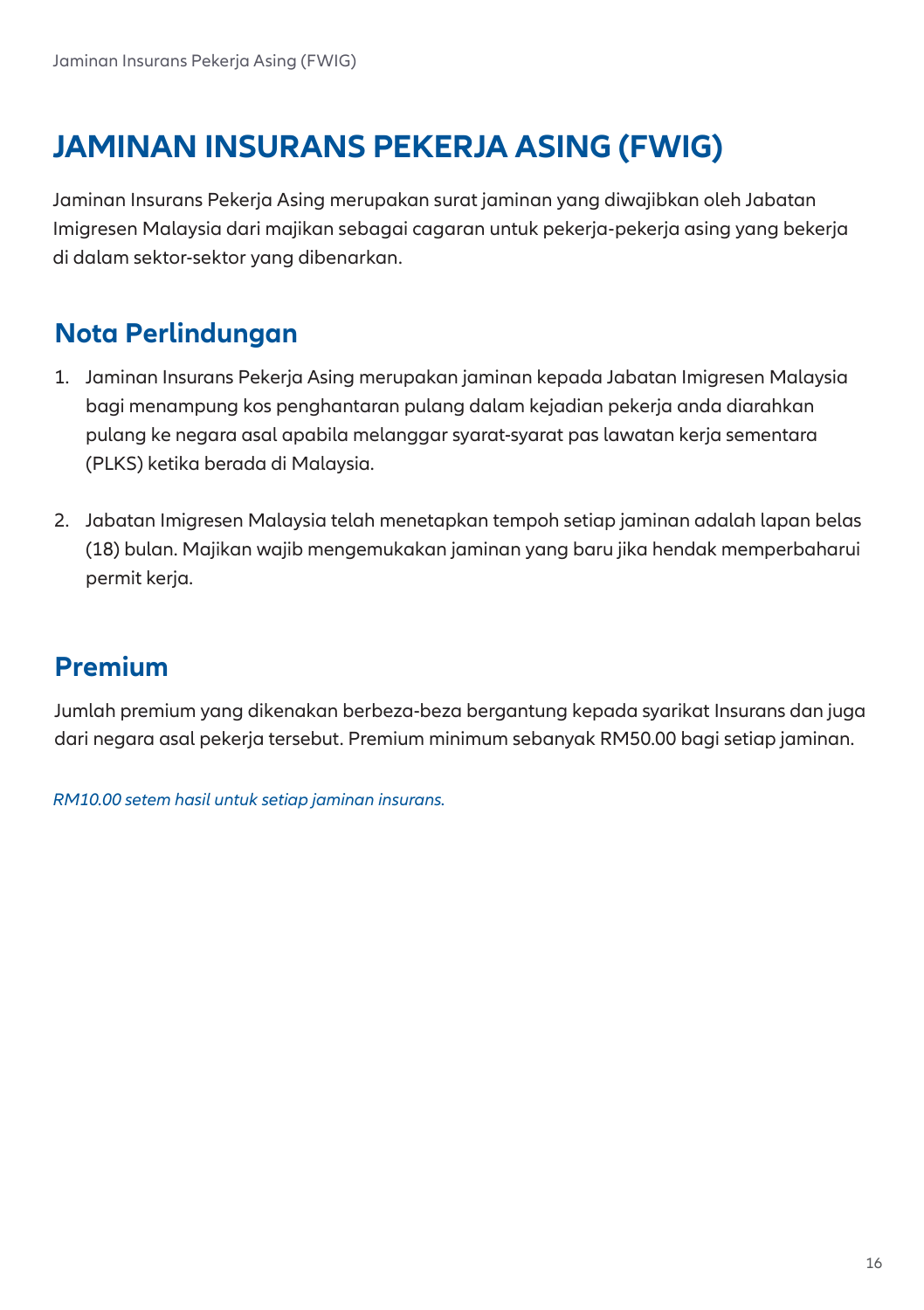# JAMINAN INSURANS PEKERJA ASING (FWIG)

Jaminan Insurans Pekerja Asing merupakan surat jaminan yang diwajibkan oleh Jabatan Imigresen Malaysia dari majikan sebagai cagaran untuk pekerja-pekerja asing yang bekerja di dalam sektor-sektor yang dibenarkan.

## Nota Perlindungan

1. Jaminan Insurans Pekerja Asing merupakan jaminan kepada Jabatan Imigresen Malaysia bagi menampung kos penghantaran pulang dalam kejadian pekerja anda diarahkan pulang ke negara asal apabila melanggar syarat-syarat pas lawatan kerja sementara (PLKS) ketika berada di Malaysia.

2. Jabatan Imigresen Malaysia telah menetapkan tempoh setiap jaminan adalah lapan belas (18) bulan. Majikan wajib mengemukakan jaminan yang baru jika hendak memperbaharui permit kerja.

## Premium

Jumlah premium yang dikenakan berbeza-beza bergantung kepada syarikat Insurans dan juga dari negara asal pekerja tersebut. Premium minimum sebanyak RM50.00 bagi setiap jaminan.

*RM10.00 setem hasil untuk setiap jaminan insurans.*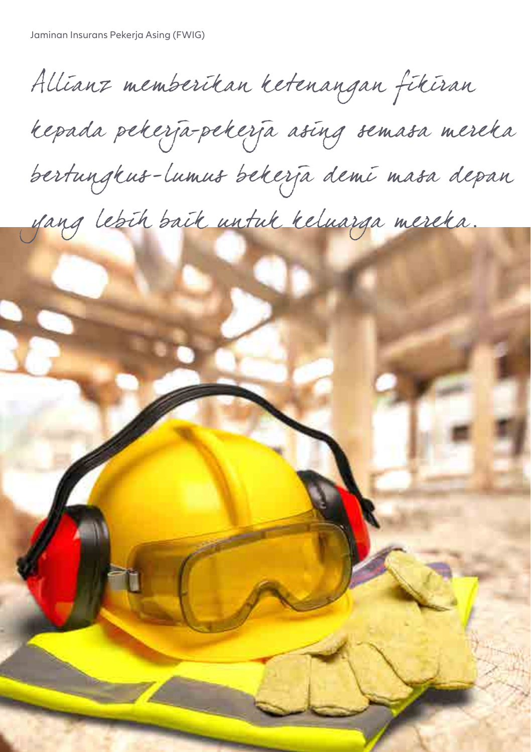*Allianz memberikan ketenangan fikiran kepada pekerja-pekerja asing semasa mereka bertungkus-lumus bekerja demi masa depan yang lebih baik untuk keluarga mereka.*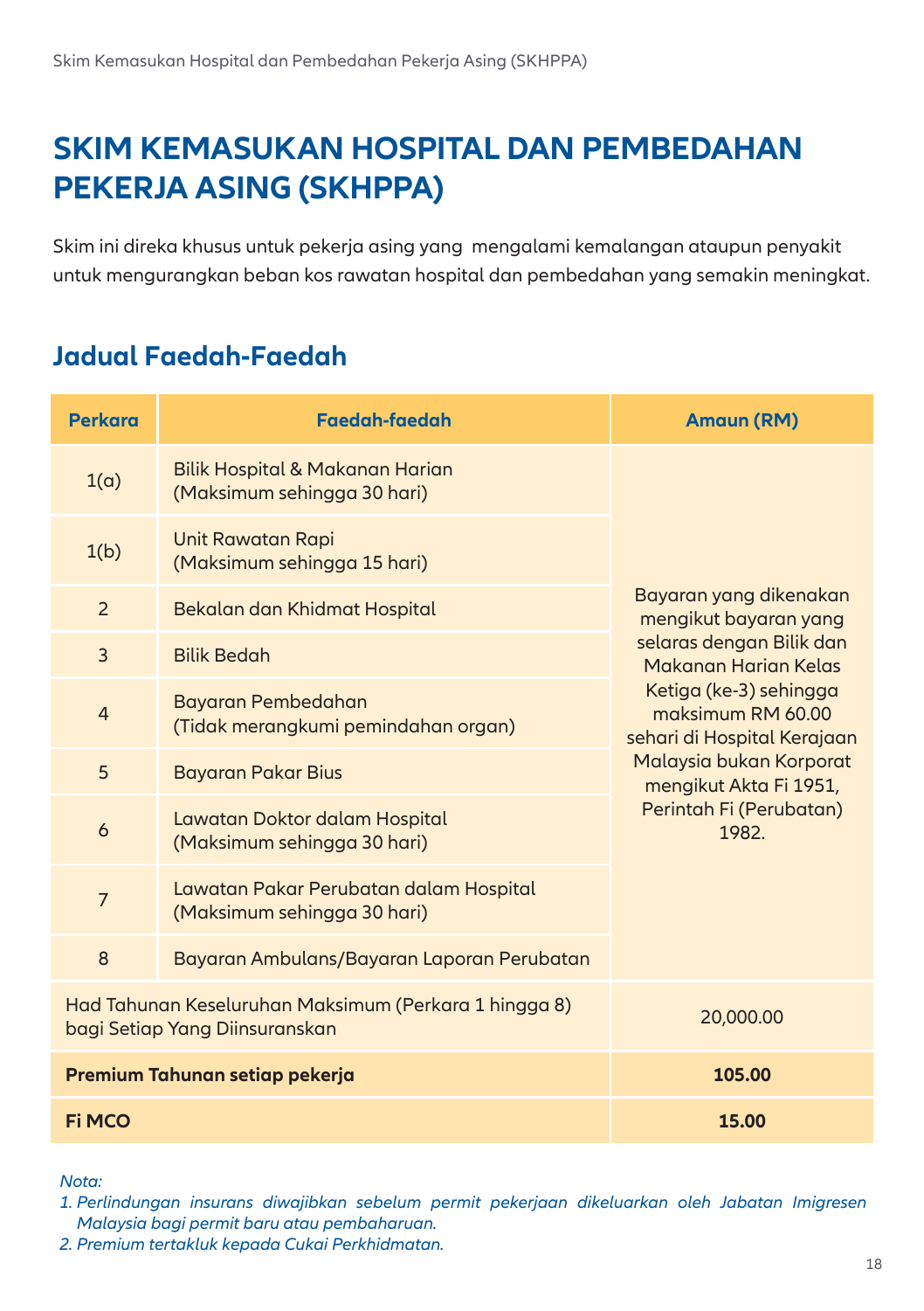# SKIM KEMASUKAN HOSPITAL DAN PEMBEDAHAN PEKERJA ASING (SKHPPA)

Skim ini direka khusus untuk pekerja asing yang mengalami kemalangan ataupun penyakit untuk mengurangkan beban kos rawatan hospital dan pembedahan yang semakin meningkat.

## Jadual Faedah-Faedah

| Perkara | Faedah-faedah | Amaun (RM) |
|---|---|---|
| 1(a) | Bilik Hospital & Makanan Harian (Maksimum sehingga 30 hari) | Bayaran yang dikenakan mengikut bayaran yang selaras dengan Bilik dan Makanan Harian Kelas Ketiga (ke-3) sehingga maksimum RM 60.00 sehari di Hospital Kerajaan Malaysia bukan Korporat mengikut Akta Fi 1951, Perintah Fi (Perubatan) 1982. |
| 1(b) | Unit Rawatan Rapi (Maksimum sehingga 15 hari) | |
| 2 | Bekalan dan Khidmat Hospital | |
| 3 | Bilik Bedah | |
| 4 | Bayaran Pembedahan (Tidak merangkumi pemindahan organ) | |
| 5 | Bayaran Pakar Bius | |
| 6 | Lawatan Doktor dalam Hospital (Maksimum sehingga 30 hari) | |
| 7 | Lawatan Pakar Perubatan dalam Hospital (Maksimum sehingga 30 hari) | |
| 8 | Bayaran Ambulans/Bayaran Laporan Perubatan | |
| Had Tahunan Keseluruhan Maksimum (Perkara 1 hingga 8) bagi Setiap Yang Diinsuranskan | | 20,000.00 |
| **Premium Tahunan setiap pekerja** | | **105.00** |
| **Fi MCO** | | **15.00** |

*Nota:*

1. *Perlindungan insurans diwajibkan sebelum permit pekerjaan dikeluarkan oleh Jabatan Imigresen Malaysia bagi permit baru atau pembaharuan.*
2. *Premium tertakluk kepada Cukai Perkhidmatan.*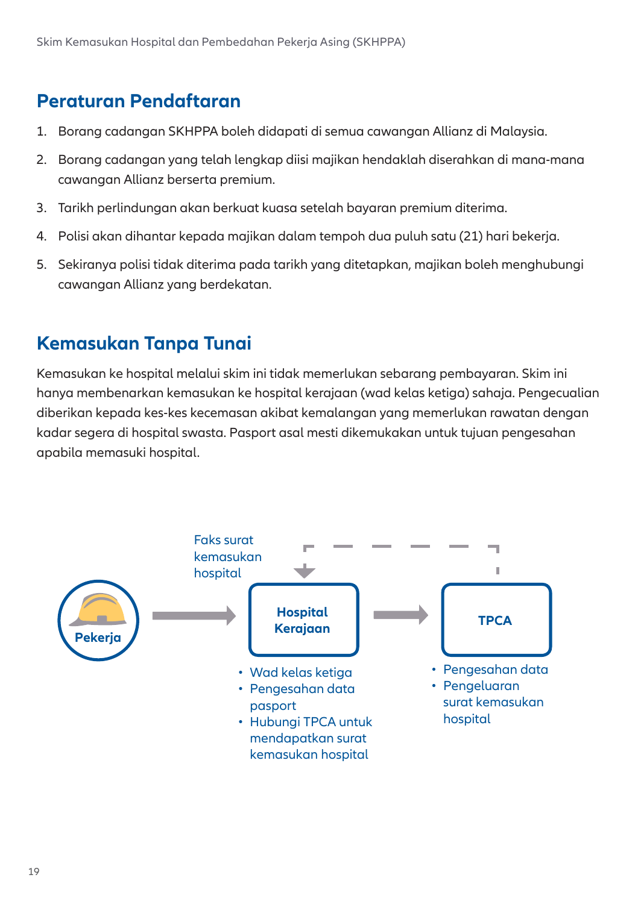## Peraturan Pendaftaran

1. Borang cadangan SKHPPA boleh didapati di semua cawangan Allianz di Malaysia.
2. Borang cadangan yang telah lengkap diisi majikan hendaklah diserahkan di mana-mana cawangan Allianz berserta premium.
3. Tarikh perlindungan akan berkuat kuasa setelah bayaran premium diterima.
4. Polisi akan dihantar kepada majikan dalam tempoh dua puluh satu (21) hari bekerja.
5. Sekiranya polisi tidak diterima pada tarikh yang ditetapkan, majikan boleh menghubungi cawangan Allianz yang berdekatan.

## Kemasukan Tanpa Tunai

Kemasukan ke hospital melalui skim ini tidak memerlukan sebarang pembayaran. Skim ini hanya membenarkan kemasukan ke hospital kerajaan (wad kelas ketiga) sahaja. Pengecualian diberikan kepada kes-kes kecemasan akibat kemalangan yang memerlukan rawatan dengan kadar segera di hospital swasta. Pasport asal mesti dikemukakan untuk tujuan pengesahan apabila memasuki hospital.

Pekerja → Hospital Kerajaan → TPCA

Faks surat kemasukan hospital (TPCA → Hospital Kerajaan)

**Hospital Kerajaan**
- Wad kelas ketiga
- Pengesahan data pasport
- Hubungi TPCA untuk mendapatkan surat kemasukan hospital

**TPCA**
- Pengesahan data
- Pengeluaran surat kemasukan hospital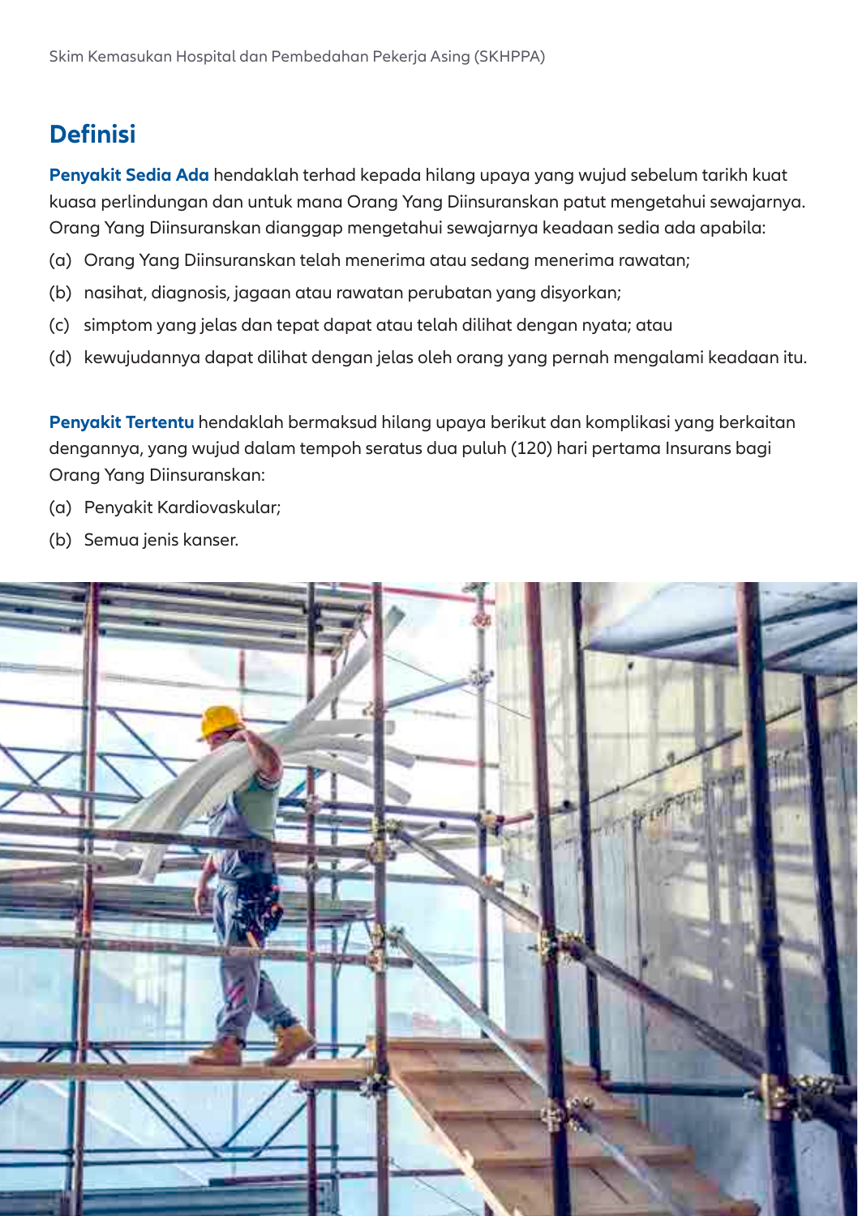## Definisi

**Penyakit Sedia Ada** hendaklah terhad kepada hilang upaya yang wujud sebelum tarikh kuat kuasa perlindungan dan untuk mana Orang Yang Diinsuranskan patut mengetahui sewajarnya. Orang Yang Diinsuranskan dianggap mengetahui sewajarnya keadaan sedia ada apabila:

(a) Orang Yang Diinsuranskan telah menerima atau sedang menerima rawatan;

(b) nasihat, diagnosis, jagaan atau rawatan perubatan yang disyorkan;

(c) simptom yang jelas dan tepat dapat atau telah dilihat dengan nyata; atau

(d) kewujudannya dapat dilihat dengan jelas oleh orang yang pernah mengalami keadaan itu.

**Penyakit Tertentu** hendaklah bermaksud hilang upaya berikut dan komplikasi yang berkaitan dengannya, yang wujud dalam tempoh seratus dua puluh (120) hari pertama Insurans bagi Orang Yang Diinsuranskan:

(a) Penyakit Kardiovaskular;

(b) Semua jenis kanser.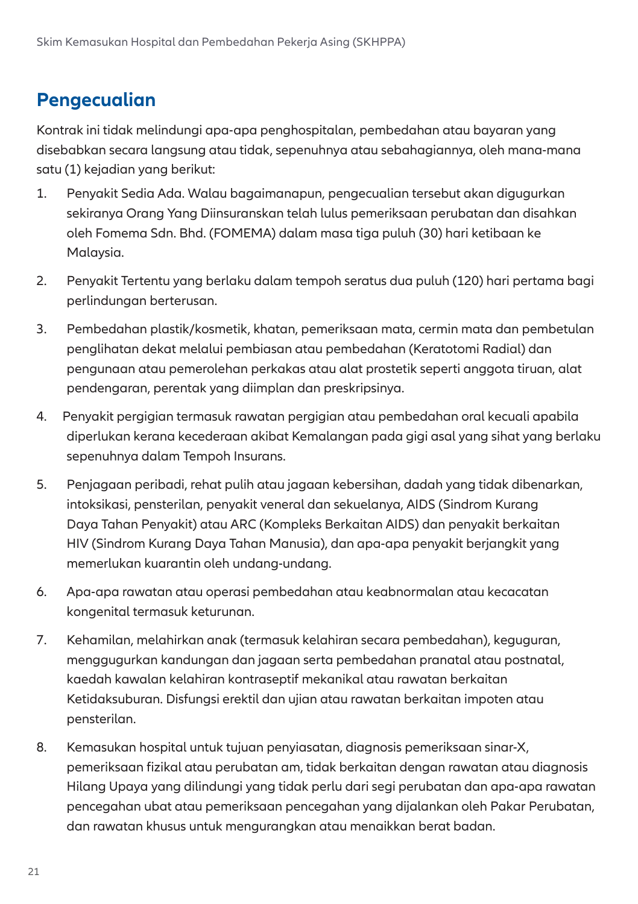## Pengecualian

Kontrak ini tidak melindungi apa-apa penghospitalan, pembedahan atau bayaran yang disebabkan secara langsung atau tidak, sepenuhnya atau sebahagiannya, oleh mana-mana satu (1) kejadian yang berikut:

1. Penyakit Sedia Ada. Walau bagaimanapun, pengecualian tersebut akan digugurkan sekiranya Orang Yang Diinsuranskan telah lulus pemeriksaan perubatan dan disahkan oleh Fomema Sdn. Bhd. (FOMEMA) dalam masa tiga puluh (30) hari ketibaan ke Malaysia.
2. Penyakit Tertentu yang berlaku dalam tempoh seratus dua puluh (120) hari pertama bagi perlindungan berterusan.
3. Pembedahan plastik/kosmetik, khatan, pemeriksaan mata, cermin mata dan pembetulan penglihatan dekat melalui pembiasan atau pembedahan (Keratotomi Radial) dan pengunaan atau pemerolehan perkakas atau alat prostetik seperti anggota tiruan, alat pendengaran, perentak yang diimplan dan preskripsinya.
4. Penyakit pergigian termasuk rawatan pergigian atau pembedahan oral kecuali apabila diperlukan kerana kecederaan akibat Kemalangan pada gigi asal yang sihat yang berlaku sepenuhnya dalam Tempoh Insurans.
5. Penjagaan peribadi, rehat pulih atau jagaan kebersihan, dadah yang tidak dibenarkan, intoksikasi, pensterilan, penyakit veneral dan sekuelanya, AIDS (Sindrom Kurang Daya Tahan Penyakit) atau ARC (Kompleks Berkaitan AIDS) dan penyakit berkaitan HIV (Sindrom Kurang Daya Tahan Manusia), dan apa-apa penyakit berjangkit yang memerlukan kuarantin oleh undang-undang.
6. Apa-apa rawatan atau operasi pembedahan atau keabnormalan atau kecacatan kongenital termasuk keturunan.
7. Kehamilan, melahirkan anak (termasuk kelahiran secara pembedahan), keguguran, menggugurkan kandungan dan jagaan serta pembedahan pranatal atau postnatal, kaedah kawalan kelahiran kontraseptif mekanikal atau rawatan berkaitan Ketidaksuburan. Disfungsi erektil dan ujian atau rawatan berkaitan impoten atau pensterilan.
8. Kemasukan hospital untuk tujuan penyiasatan, diagnosis pemeriksaan sinar-X, pemeriksaan fizikal atau perubatan am, tidak berkaitan dengan rawatan atau diagnosis Hilang Upaya yang dilindungi yang tidak perlu dari segi perubatan dan apa-apa rawatan pencegahan ubat atau pemeriksaan pencegahan yang dijalankan oleh Pakar Perubatan, dan rawatan khusus untuk mengurangkan atau menaikkan berat badan.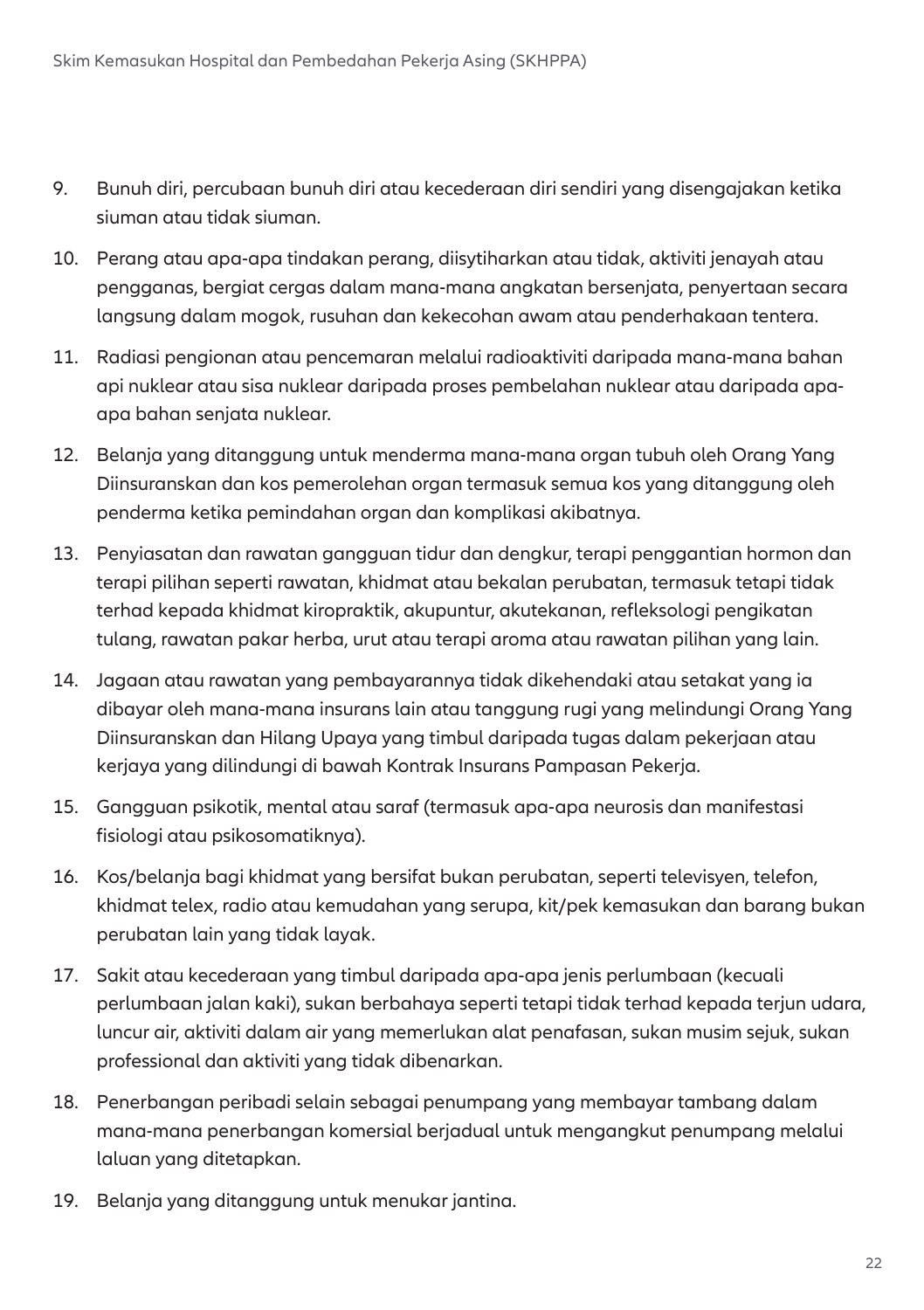9. Bunuh diri, percubaan bunuh diri atau kecederaan diri sendiri yang disengajakan ketika siuman atau tidak siuman.
10. Perang atau apa-apa tindakan perang, diisytiharkan atau tidak, aktiviti jenayah atau pengganas, bergiat cergas dalam mana-mana angkatan bersenjata, penyertaan secara langsung dalam mogok, rusuhan dan kekecohan awam atau penderhakaan tentera.
11. Radiasi pengionan atau pencemaran melalui radioaktiviti daripada mana-mana bahan api nuklear atau sisa nuklear daripada proses pembelahan nuklear atau daripada apa-apa bahan senjata nuklear.
12. Belanja yang ditanggung untuk menderma mana-mana organ tubuh oleh Orang Yang Diinsuranskan dan kos pemerolehan organ termasuk semua kos yang ditanggung oleh penderma ketika pemindahan organ dan komplikasi akibatnya.
13. Penyiasatan dan rawatan gangguan tidur dan dengkur, terapi penggantian hormon dan terapi pilihan seperti rawatan, khidmat atau bekalan perubatan, termasuk tetapi tidak terhad kepada khidmat kiropraktik, akupuntur, akutekanan, refleksologi pengikatan tulang, rawatan pakar herba, urut atau terapi aroma atau rawatan pilihan yang lain.
14. Jagaan atau rawatan yang pembayarannya tidak dikehendaki atau setakat yang ia dibayar oleh mana-mana insurans lain atau tanggung rugi yang melindungi Orang Yang Diinsuranskan dan Hilang Upaya yang timbul daripada tugas dalam pekerjaan atau kerjaya yang dilindungi di bawah Kontrak Insurans Pampasan Pekerja.
15. Gangguan psikotik, mental atau saraf (termasuk apa-apa neurosis dan manifestasi fisiologi atau psikosomatiknya).
16. Kos/belanja bagi khidmat yang bersifat bukan perubatan, seperti televisyen, telefon, khidmat telex, radio atau kemudahan yang serupa, kit/pek kemasukan dan barang bukan perubatan lain yang tidak layak.
17. Sakit atau kecederaan yang timbul daripada apa-apa jenis perlumbaan (kecuali perlumbaan jalan kaki), sukan berbahaya seperti tetapi tidak terhad kepada terjun udara, luncur air, aktiviti dalam air yang memerlukan alat penafasan, sukan musim sejuk, sukan professional dan aktiviti yang tidak dibenarkan.
18. Penerbangan peribadi selain sebagai penumpang yang membayar tambang dalam mana-mana penerbangan komersial berjadual untuk mengangkut penumpang melalui laluan yang ditetapkan.
19. Belanja yang ditanggung untuk menukar jantina.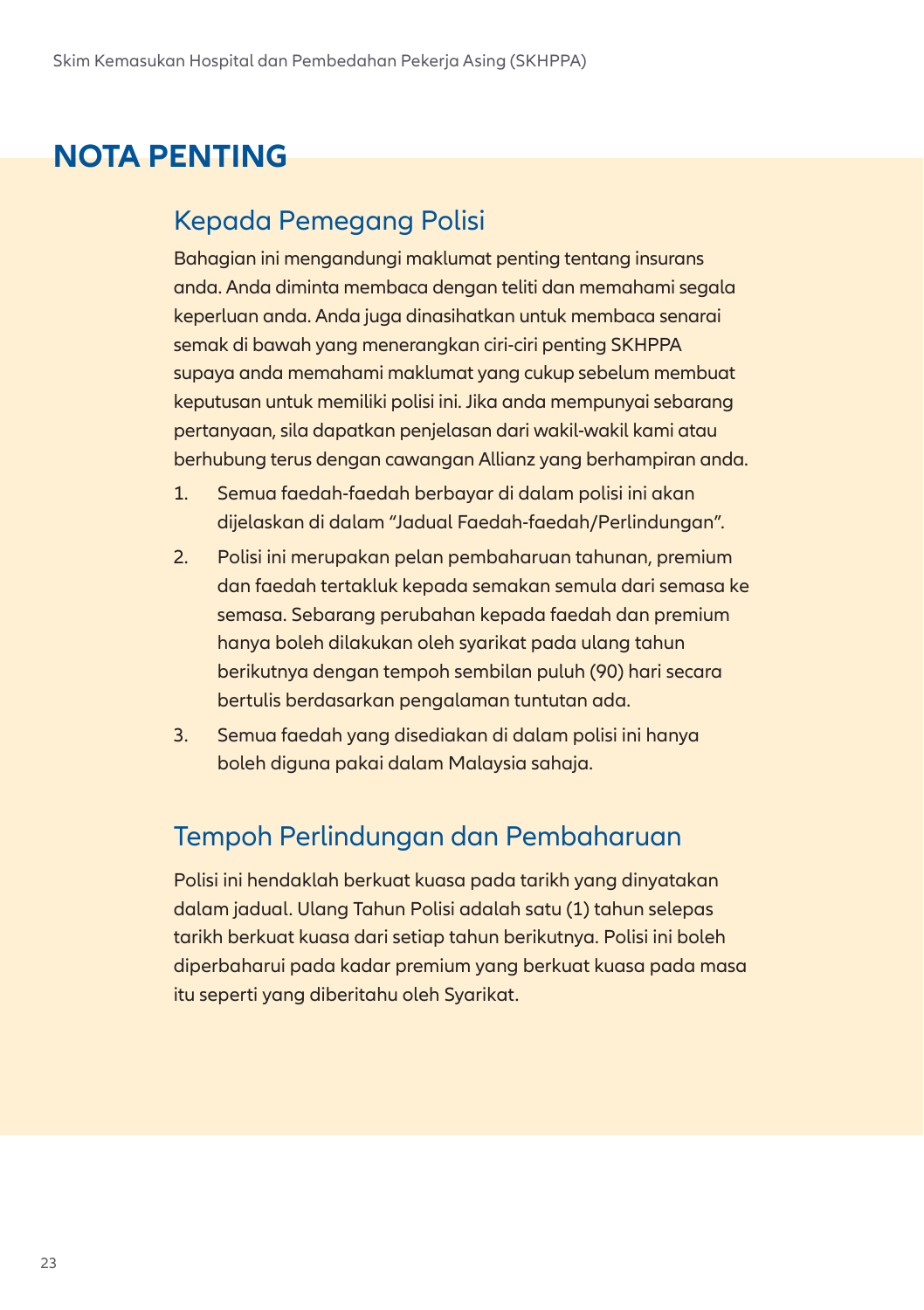# NOTA PENTING

## Kepada Pemegang Polisi

Bahagian ini mengandungi maklumat penting tentang insurans anda. Anda diminta membaca dengan teliti dan memahami segala keperluan anda. Anda juga dinasihatkan untuk membaca senarai semak di bawah yang menerangkan ciri-ciri penting SKHPPA supaya anda memahami maklumat yang cukup sebelum membuat keputusan untuk memiliki polisi ini. Jika anda mempunyai sebarang pertanyaan, sila dapatkan penjelasan dari wakil-wakil kami atau berhubung terus dengan cawangan Allianz yang berhampiran anda.

1. Semua faedah-faedah berbayar di dalam polisi ini akan dijelaskan di dalam “Jadual Faedah-faedah/Perlindungan”.
2. Polisi ini merupakan pelan pembaharuan tahunan, premium dan faedah tertakluk kepada semakan semula dari semasa ke semasa. Sebarang perubahan kepada faedah dan premium hanya boleh dilakukan oleh syarikat pada ulang tahun berikutnya dengan tempoh sembilan puluh (90) hari secara bertulis berdasarkan pengalaman tuntutan ada.
3. Semua faedah yang disediakan di dalam polisi ini hanya boleh diguna pakai dalam Malaysia sahaja.

## Tempoh Perlindungan dan Pembaharuan

Polisi ini hendaklah berkuat kuasa pada tarikh yang dinyatakan dalam jadual. Ulang Tahun Polisi adalah satu (1) tahun selepas tarikh berkuat kuasa dari setiap tahun berikutnya. Polisi ini boleh diperbaharui pada kadar premium yang berkuat kuasa pada masa itu seperti yang diberitahu oleh Syarikat.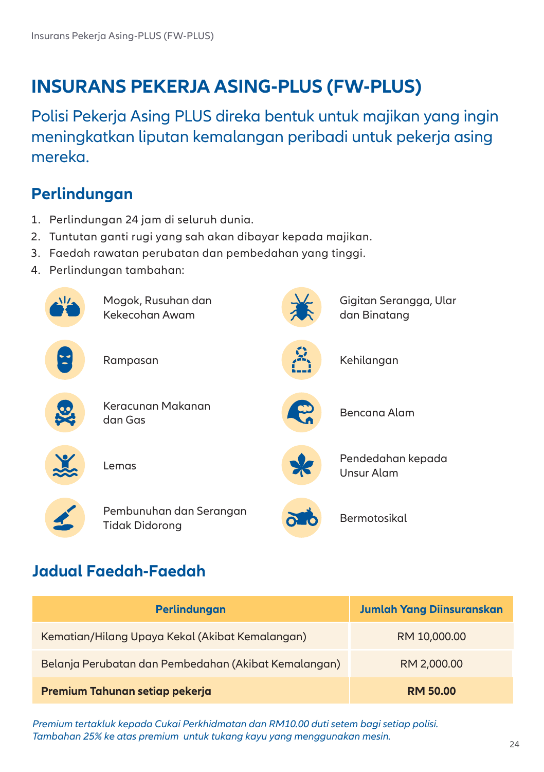# INSURANS PEKERJA ASING-PLUS (FW-PLUS)

Polisi Pekerja Asing PLUS direka bentuk untuk majikan yang ingin meningkatkan liputan kemalangan peribadi untuk pekerja asing mereka.

## Perlindungan

1. Perlindungan 24 jam di seluruh dunia.
2. Tuntutan ganti rugi yang sah akan dibayar kepada majikan.
3. Faedah rawatan perubatan dan pembedahan yang tinggi.
4. Perlindungan tambahan:
   - Mogok, Rusuhan dan Kekecohan Awam
   - Rampasan
   - Keracunan Makanan dan Gas
   - Lemas
   - Pembunuhan dan Serangan Tidak Didorong
   - Gigitan Serangga, Ular dan Binatang
   - Kehilangan
   - Bencana Alam
   - Pendedahan kepada Unsur Alam
   - Bermotosikal

## Jadual Faedah-Faedah

| Perlindungan | Jumlah Yang Diinsuranskan |
|---|---|
| Kematian/Hilang Upaya Kekal (Akibat Kemalangan) | RM 10,000.00 |
| Belanja Perubatan dan Pembedahan (Akibat Kemalangan) | RM 2,000.00 |
| **Premium Tahunan setiap pekerja** | **RM 50.00** |

*Premium tertakluk kepada Cukai Perkhidmatan dan RM10.00 duti setem bagi setiap polisi.*
*Tambahan 25% ke atas premium untuk tukang kayu yang menggunakan mesin.*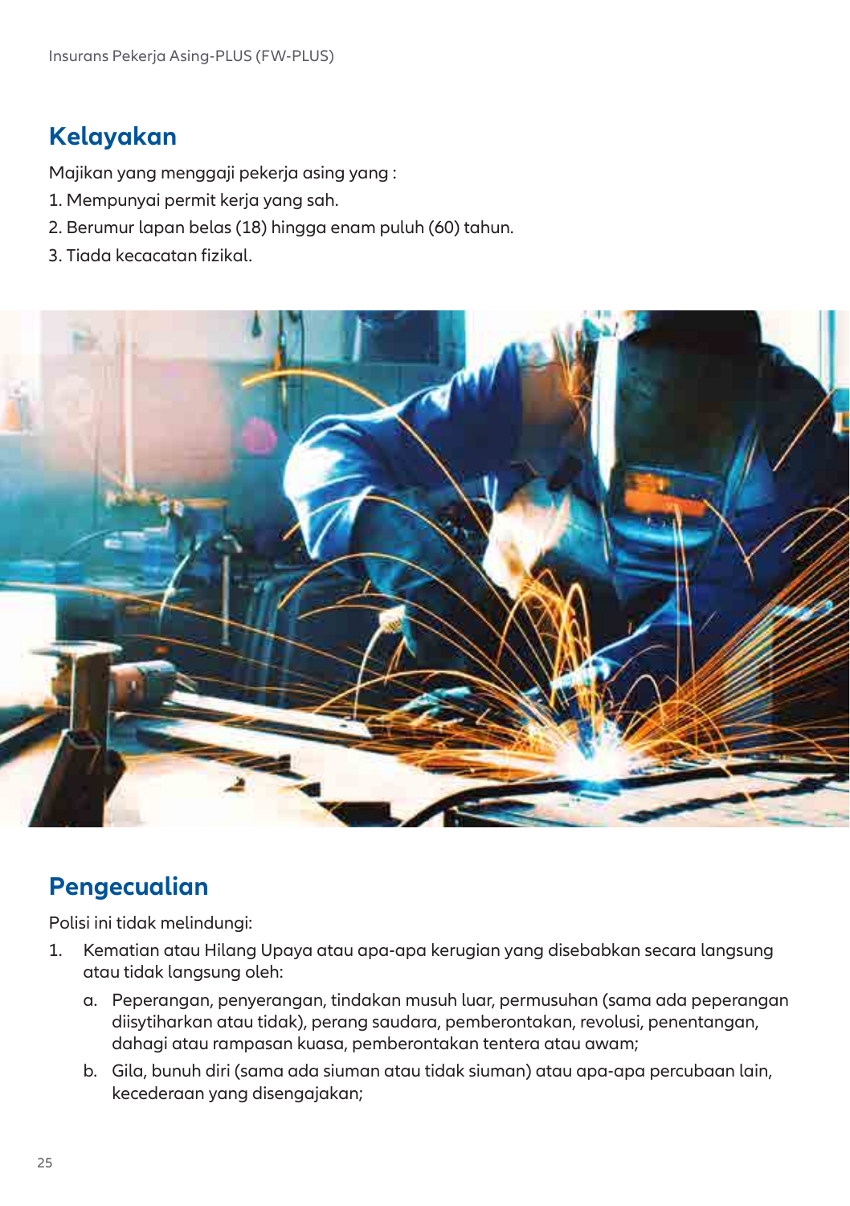## Kelayakan

Majikan yang menggaji pekerja asing yang :

1. Mempunyai permit kerja yang sah.
2. Berumur lapan belas (18) hingga enam puluh (60) tahun.
3. Tiada kecacatan fizikal.

## Pengecualian

Polisi ini tidak melindungi:

1. Kematian atau Hilang Upaya atau apa-apa kerugian yang disebabkan secara langsung atau tidak langsung oleh:
    a. Peperangan, penyerangan, tindakan musuh luar, permusuhan (sama ada peperangan diisytiharkan atau tidak), perang saudara, pemberontakan, revolusi, penentangan, dahagi atau rampasan kuasa, pemberontakan tentera atau awam;
    b. Gila, bunuh diri (sama ada siuman atau tidak siuman) atau apa-apa percubaan lain, kecederaan yang disengajakan;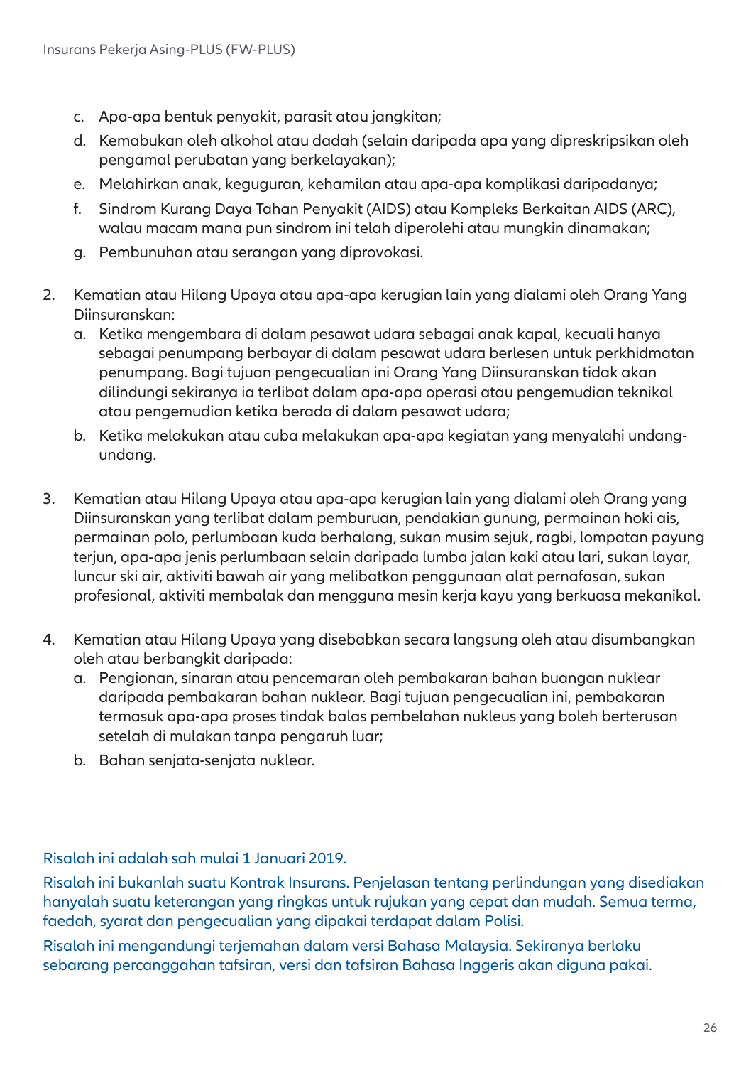c. Apa-apa bentuk penyakit, parasit atau jangkitan;
   d. Kemabukan oleh alkohol atau dadah (selain daripada apa yang dipreskripsikan oleh pengamal perubatan yang berkelayakan);
   e. Melahirkan anak, keguguran, kehamilan atau apa-apa komplikasi daripadanya;
   f. Sindrom Kurang Daya Tahan Penyakit (AIDS) atau Kompleks Berkaitan AIDS (ARC), walau macam mana pun sindrom ini telah diperolehi atau mungkin dinamakan;
   g. Pembunuhan atau serangan yang diprovokasi.

2. Kematian atau Hilang Upaya atau apa-apa kerugian lain yang dialami oleh Orang Yang Diinsuranskan:
   a. Ketika mengembara di dalam pesawat udara sebagai anak kapal, kecuali hanya sebagai penumpang berbayar di dalam pesawat udara berlesen untuk perkhidmatan penumpang. Bagi tujuan pengecualian ini Orang Yang Diinsuranskan tidak akan dilindungi sekiranya ia terlibat dalam apa-apa operasi atau pengemudian teknikal atau pengemudian ketika berada di dalam pesawat udara;
   b. Ketika melakukan atau cuba melakukan apa-apa kegiatan yang menyalahi undang-undang.

3. Kematian atau Hilang Upaya atau apa-apa kerugian lain yang dialami oleh Orang yang Diinsuranskan yang terlibat dalam pemburuan, pendakian gunung, permainan hoki ais, permainan polo, perlumbaan kuda berhalang, sukan musim sejuk, ragbi, lompatan payung terjun, apa-apa jenis perlumbaan selain daripada lumba jalan kaki atau lari, sukan layar, luncur ski air, aktiviti bawah air yang melibatkan penggunaan alat pernafasan, sukan profesional, aktiviti membalak dan mengguna mesin kerja kayu yang berkuasa mekanikal.

4. Kematian atau Hilang Upaya yang disebabkan secara langsung oleh atau disumbangkan oleh atau berbangkit daripada:
   a. Pengionan, sinaran atau pencemaran oleh pembakaran bahan buangan nuklear daripada pembakaran bahan nuklear. Bagi tujuan pengecualian ini, pembakaran termasuk apa-apa proses tindak balas pembelahan nukleus yang boleh berterusan setelah di mulakan tanpa pengaruh luar;
   b. Bahan senjata-senjata nuklear.

Risalah ini adalah sah mulai 1 Januari 2019.

Risalah ini bukanlah suatu Kontrak Insurans. Penjelasan tentang perlindungan yang disediakan hanyalah suatu keterangan yang ringkas untuk rujukan yang cepat dan mudah. Semua terma, faedah, syarat dan pengecualian yang dipakai terdapat dalam Polisi.

Risalah ini mengandungi terjemahan dalam versi Bahasa Malaysia. Sekiranya berlaku sebarang percanggahan tafsiran, versi dan tafsiran Bahasa Inggeris akan diguna pakai.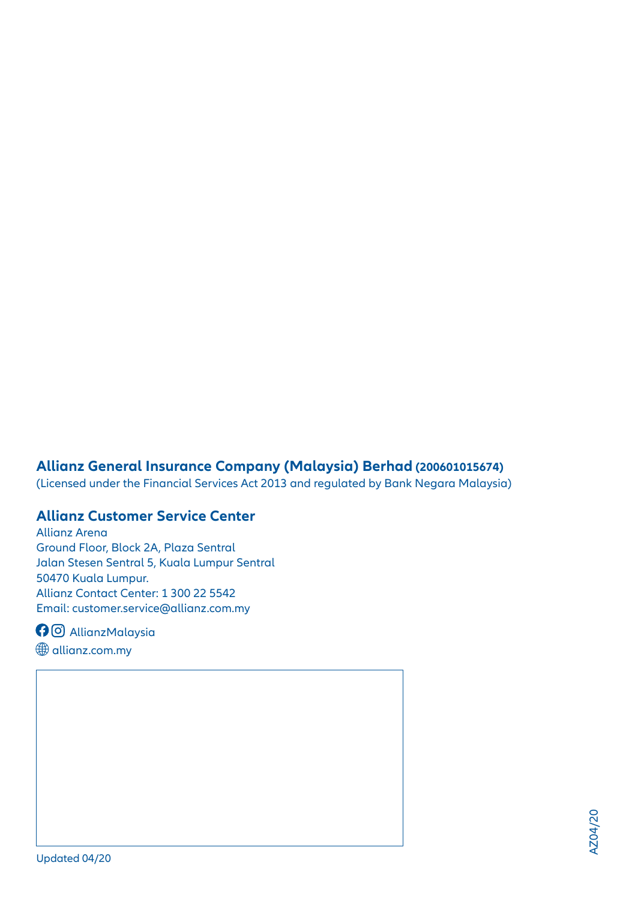**Allianz General Insurance Company (Malaysia) Berhad (200601015674)**
(Licensed under the Financial Services Act 2013 and regulated by Bank Negara Malaysia)

**Allianz Customer Service Center**
Allianz Arena
Ground Floor, Block 2A, Plaza Sentral
Jalan Stesen Sentral 5, Kuala Lumpur Sentral
50470 Kuala Lumpur.
Allianz Contact Center: 1 300 22 5542
Email: customer.service@allianz.com.my

AllianzMalaysia
allianz.com.my

Updated 04/20

AZ04/20